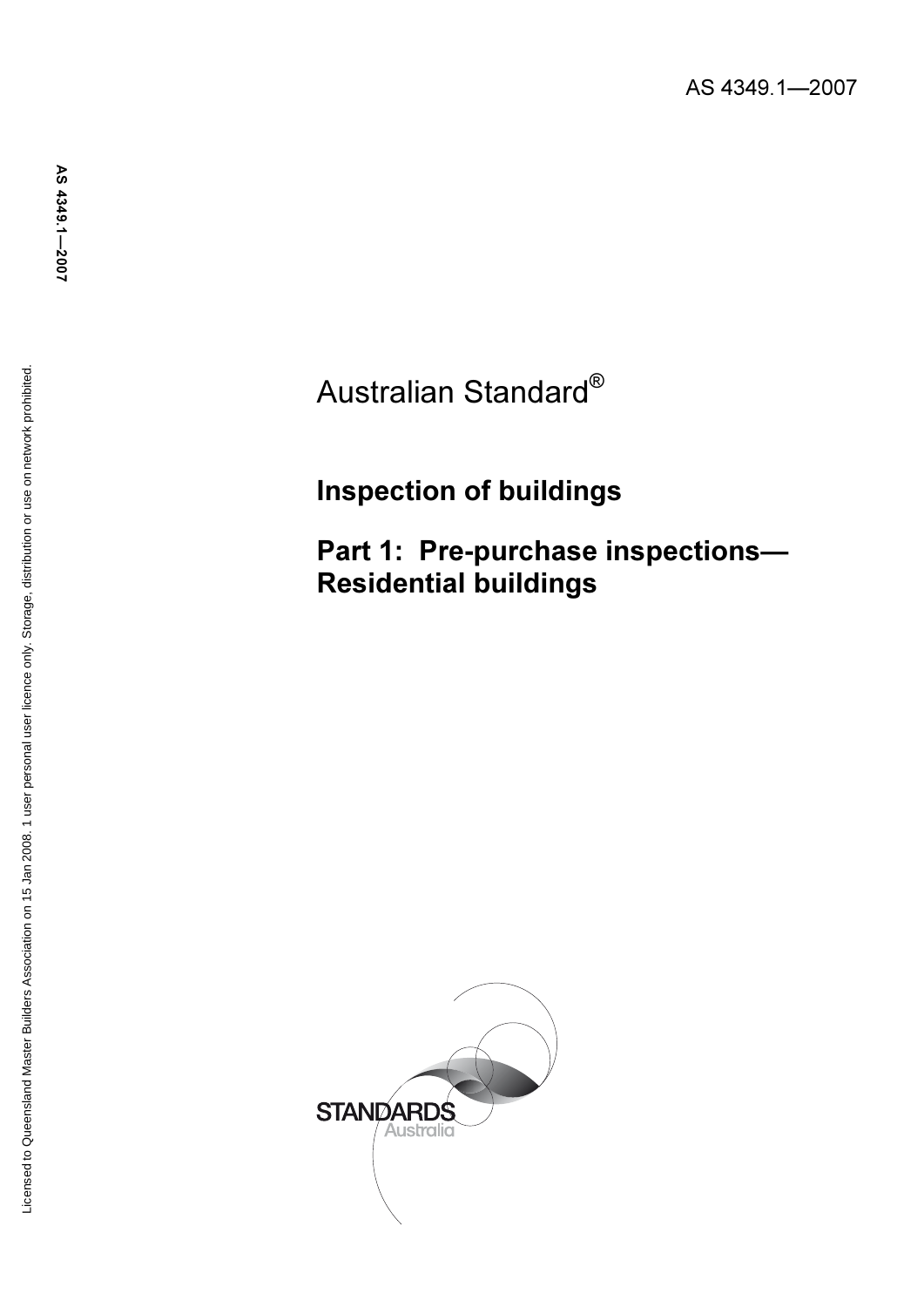AS 4349.1—2007

# Australian Standard®

## Inspection of buildings

## Part 1: Pre-purchase inspections— Residential buildings

STANDARDS Australia

Licensed to Queensland Master Builders Association on 15 Jan 2008. 1 user personal user licence only. Storage, distribution or use on network prohibited.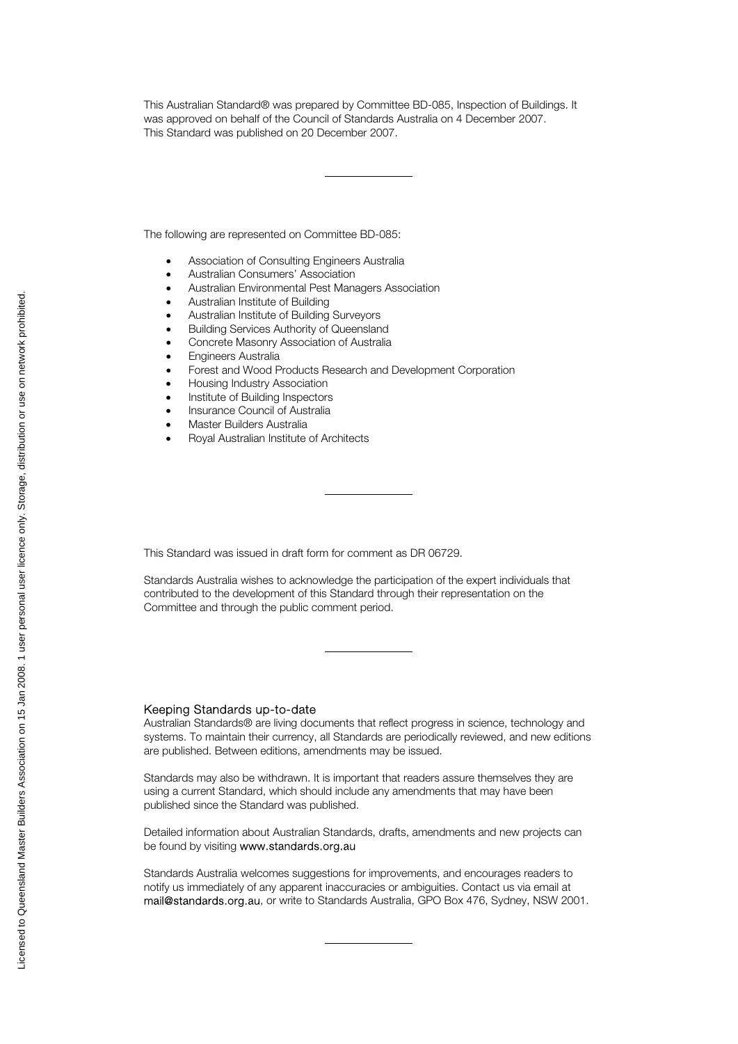This Australian Standard® was prepared by Committee BD-085, Inspection of Buildings. It was approved on behalf of the Council of Standards Australia on 4 December 2007. This Standard was published on 20 December 2007.

---

The following are represented on Committee BD-085:

- Association of Consulting Engineers Australia
- Australian Consumers' Association
- Australian Environmental Pest Managers Association
- Australian Institute of Building
- Australian Institute of Building Surveyors
- Building Services Authority of Queensland
- Concrete Masonry Association of Australia
- Engineers Australia
- Forest and Wood Products Research and Development Corporation
- Housing Industry Association
- Institute of Building Inspectors
- Insurance Council of Australia
- Master Builders Australia
- Royal Australian Institute of Architects

---

This Standard was issued in draft form for comment as DR 06729.

Standards Australia wishes to acknowledge the participation of the expert individuals that contributed to the development of this Standard through their representation on the Committee and through the public comment period.

---

## Keeping Standards up-to-date

Australian Standards® are living documents that reflect progress in science, technology and systems. To maintain their currency, all Standards are periodically reviewed, and new editions are published. Between editions, amendments may be issued.

Standards may also be withdrawn. It is important that readers assure themselves they are using a current Standard, which should include any amendments that may have been published since the Standard was published.

Detailed information about Australian Standards, drafts, amendments and new projects can be found by visiting **www.standards.org.au**

Standards Australia welcomes suggestions for improvements, and encourages readers to notify us immediately of any apparent inaccuracies or ambiguities. Contact us via email at **mail@standards.org.au**, or write to Standards Australia, GPO Box 476, Sydney, NSW 2001.

---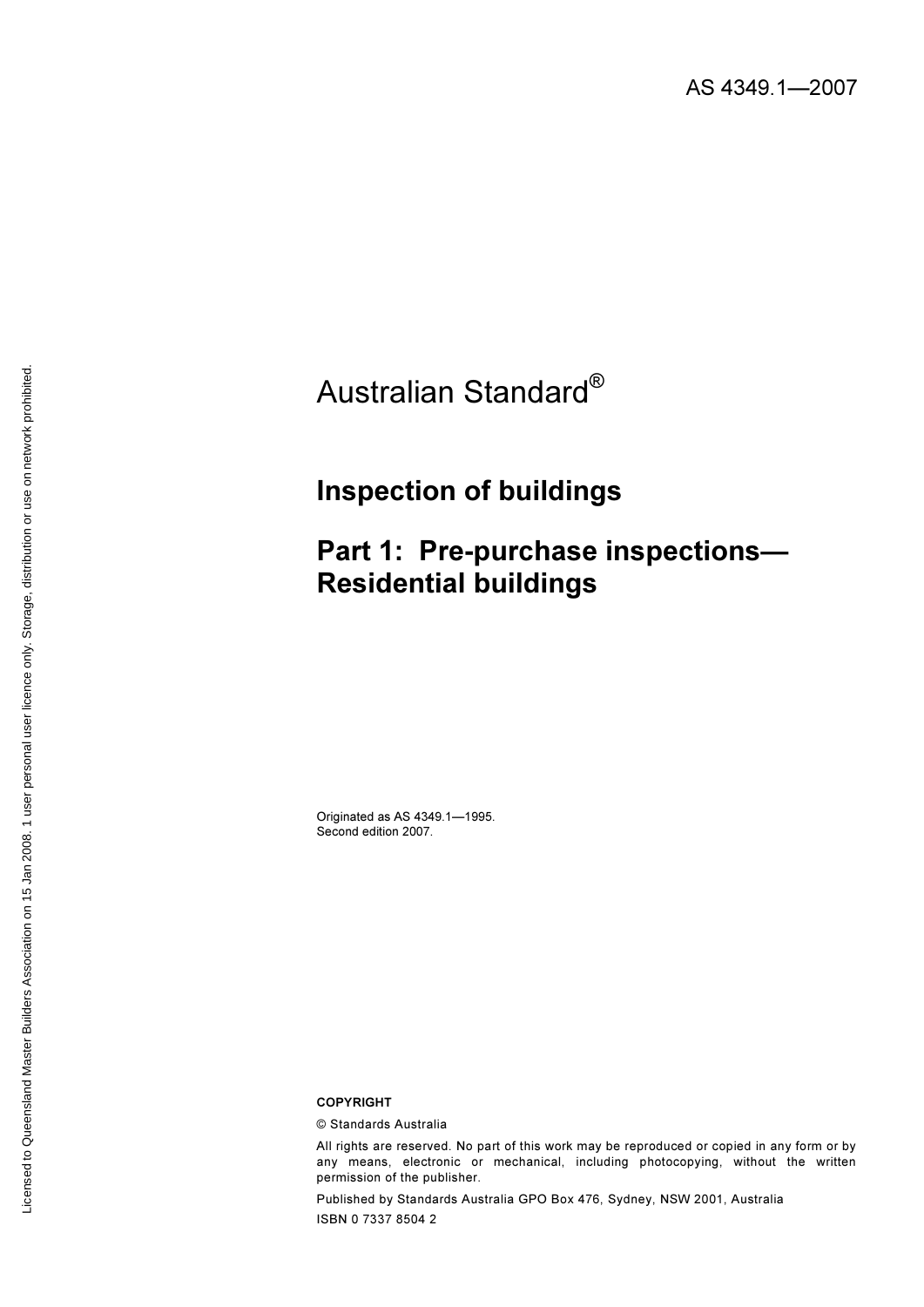AS 4349.1—2007

# Australian Standard®

## Inspection of buildings

## Part 1: Pre-purchase inspections—Residential buildings

Originated as AS 4349.1—1995.
Second edition 2007.

**COPYRIGHT**

© Standards Australia

All rights are reserved. No part of this work may be reproduced or copied in any form or by any means, electronic or mechanical, including photocopying, without the written permission of the publisher.

Published by Standards Australia GPO Box 476, Sydney, NSW 2001, Australia

ISBN 0 7337 8504 2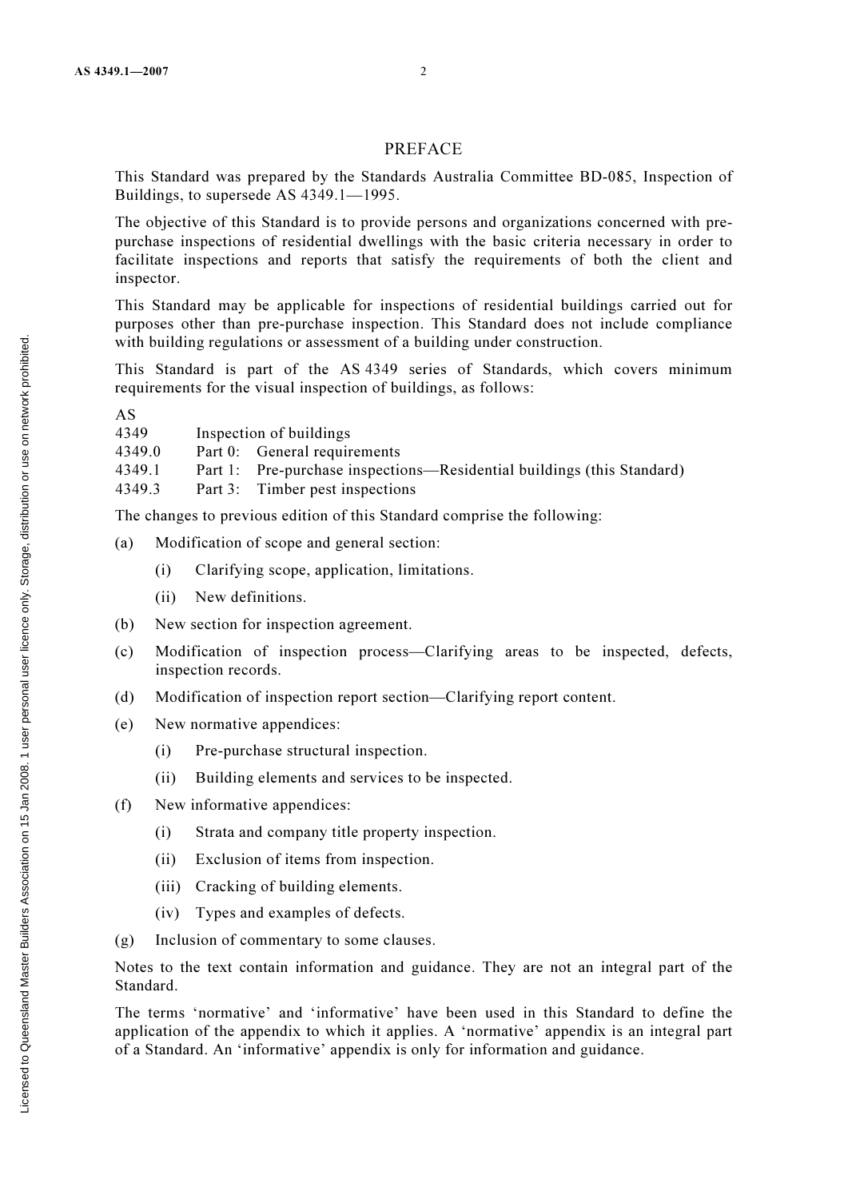# PREFACE

This Standard was prepared by the Standards Australia Committee BD-085, Inspection of Buildings, to supersede AS 4349.1—1995.

The objective of this Standard is to provide persons and organizations concerned with pre-purchase inspections of residential dwellings with the basic criteria necessary in order to facilitate inspections and reports that satisfy the requirements of both the client and inspector.

This Standard may be applicable for inspections of residential buildings carried out for purposes other than pre-purchase inspection. This Standard does not include compliance with building regulations or assessment of a building under construction.

This Standard is part of the AS 4349 series of Standards, which covers minimum requirements for the visual inspection of buildings, as follows:

| AS | | |
|---|---|---|
| 4349 | Inspection of buildings | |
| 4349.0 | Part 0: | General requirements |
| 4349.1 | Part 1: | Pre-purchase inspections—Residential buildings (this Standard) |
| 4349.3 | Part 3: | Timber pest inspections |

The changes to previous edition of this Standard comprise the following:

(a) Modification of scope and general section:

  (i) Clarifying scope, application, limitations.

  (ii) New definitions.

(b) New section for inspection agreement.

(c) Modification of inspection process—Clarifying areas to be inspected, defects, inspection records.

(d) Modification of inspection report section—Clarifying report content.

(e) New normative appendices:

  (i) Pre-purchase structural inspection.

  (ii) Building elements and services to be inspected.

(f) New informative appendices:

  (i) Strata and company title property inspection.

  (ii) Exclusion of items from inspection.

  (iii) Cracking of building elements.

  (iv) Types and examples of defects.

(g) Inclusion of commentary to some clauses.

Notes to the text contain information and guidance. They are not an integral part of the Standard.

The terms 'normative' and 'informative' have been used in this Standard to define the application of the appendix to which it applies. A 'normative' appendix is an integral part of a Standard. An 'informative' appendix is only for information and guidance.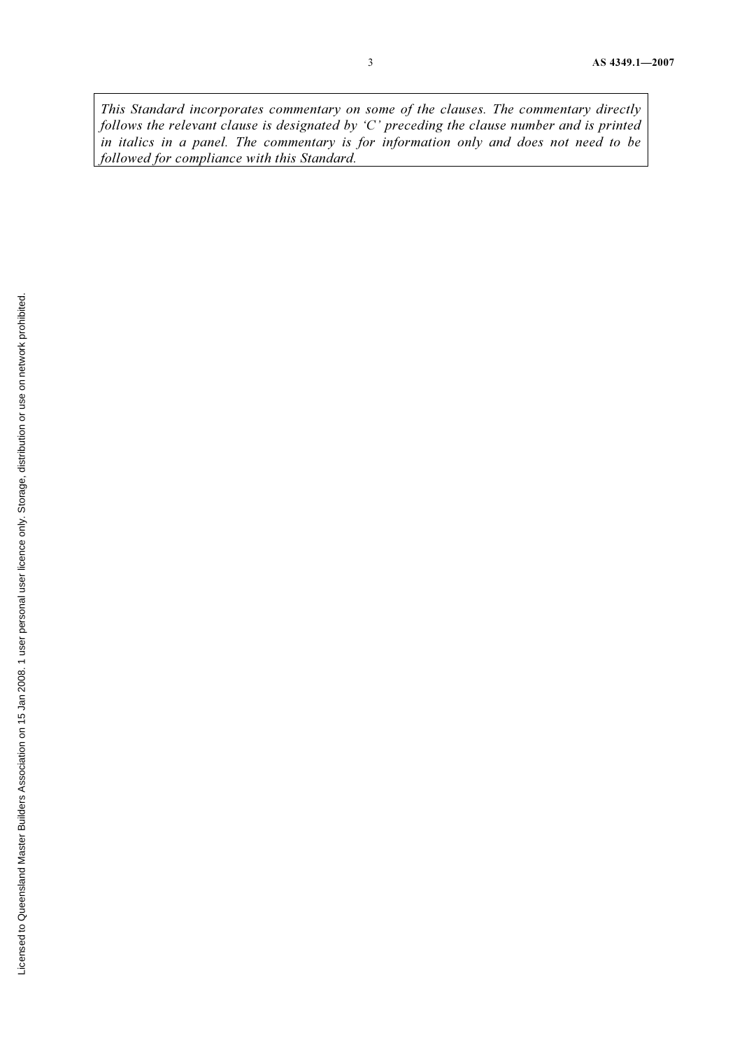*This Standard incorporates commentary on some of the clauses. The commentary directly follows the relevant clause is designated by 'C' preceding the clause number and is printed in italics in a panel. The commentary is for information only and does not need to be followed for compliance with this Standard.*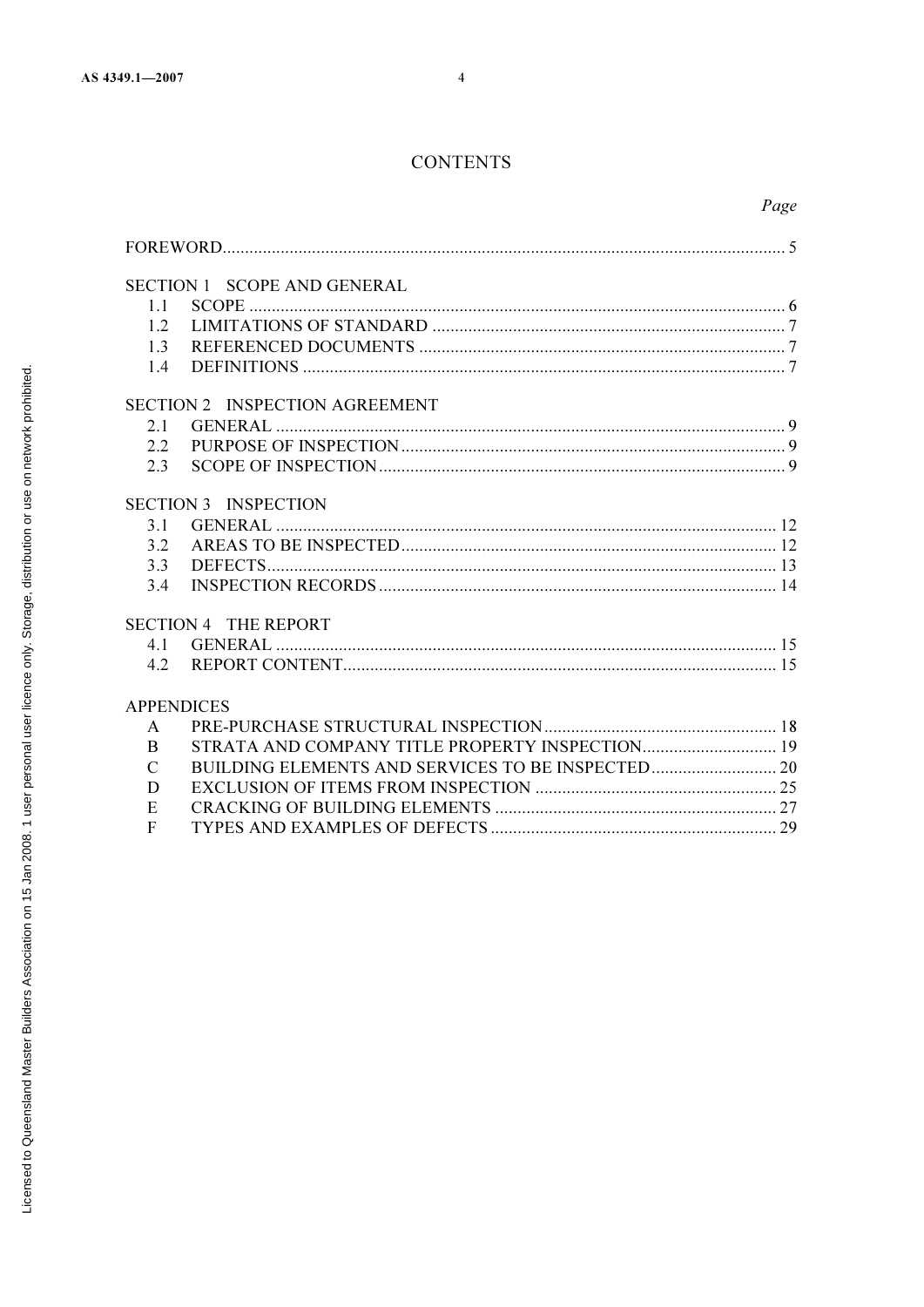# CONTENTS

| | | Page |
|---|---|---|
| FOREWORD | | 5 |
| **SECTION 1 SCOPE AND GENERAL** | | |
| 1.1 | SCOPE | 6 |
| 1.2 | LIMITATIONS OF STANDARD | 7 |
| 1.3 | REFERENCED DOCUMENTS | 7 |
| 1.4 | DEFINITIONS | 7 |
| **SECTION 2 INSPECTION AGREEMENT** | | |
| 2.1 | GENERAL | 9 |
| 2.2 | PURPOSE OF INSPECTION | 9 |
| 2.3 | SCOPE OF INSPECTION | 9 |
| **SECTION 3 INSPECTION** | | |
| 3.1 | GENERAL | 12 |
| 3.2 | AREAS TO BE INSPECTED | 12 |
| 3.3 | DEFECTS | 13 |
| 3.4 | INSPECTION RECORDS | 14 |
| **SECTION 4 THE REPORT** | | |
| 4.1 | GENERAL | 15 |
| 4.2 | REPORT CONTENT | 15 |
| **APPENDICES** | | |
| A | PRE-PURCHASE STRUCTURAL INSPECTION | 18 |
| B | STRATA AND COMPANY TITLE PROPERTY INSPECTION | 19 |
| C | BUILDING ELEMENTS AND SERVICES TO BE INSPECTED | 20 |
| D | EXCLUSION OF ITEMS FROM INSPECTION | 25 |
| E | CRACKING OF BUILDING ELEMENTS | 27 |
| F | TYPES AND EXAMPLES OF DEFECTS | 29 |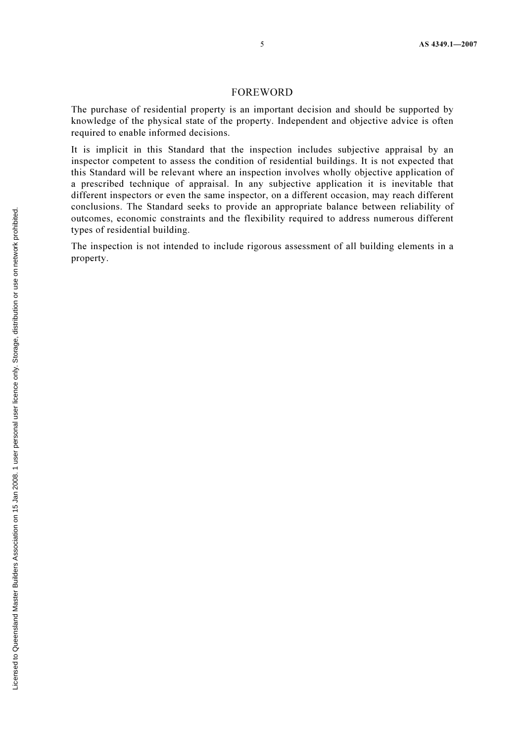# FOREWORD

The purchase of residential property is an important decision and should be supported by knowledge of the physical state of the property. Independent and objective advice is often required to enable informed decisions.

It is implicit in this Standard that the inspection includes subjective appraisal by an inspector competent to assess the condition of residential buildings. It is not expected that this Standard will be relevant where an inspection involves wholly objective application of a prescribed technique of appraisal. In any subjective application it is inevitable that different inspectors or even the same inspector, on a different occasion, may reach different conclusions. The Standard seeks to provide an appropriate balance between reliability of outcomes, economic constraints and the flexibility required to address numerous different types of residential building.

The inspection is not intended to include rigorous assessment of all building elements in a property.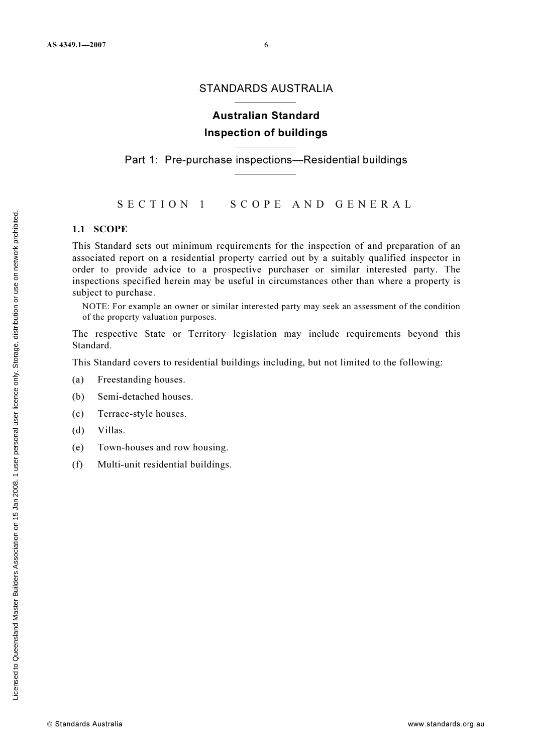# STANDARDS AUSTRALIA

## Australian Standard
## Inspection of buildings

### Part 1: Pre-purchase inspections—Residential buildings

## SECTION 1 SCOPE AND GENERAL

### 1.1 SCOPE

This Standard sets out minimum requirements for the inspection of and preparation of an associated report on a residential property carried out by a suitably qualified inspector in order to provide advice to a prospective purchaser or similar interested party. The inspections specified herein may be useful in circumstances other than where a property is subject to purchase.

NOTE: For example an owner or similar interested party may seek an assessment of the condition of the property valuation purposes.

The respective State or Territory legislation may include requirements beyond this Standard.

This Standard covers to residential buildings including, but not limited to the following:

(a) Freestanding houses.

(b) Semi-detached houses.

(c) Terrace-style houses.

(d) Villas.

(e) Town-houses and row housing.

(f) Multi-unit residential buildings.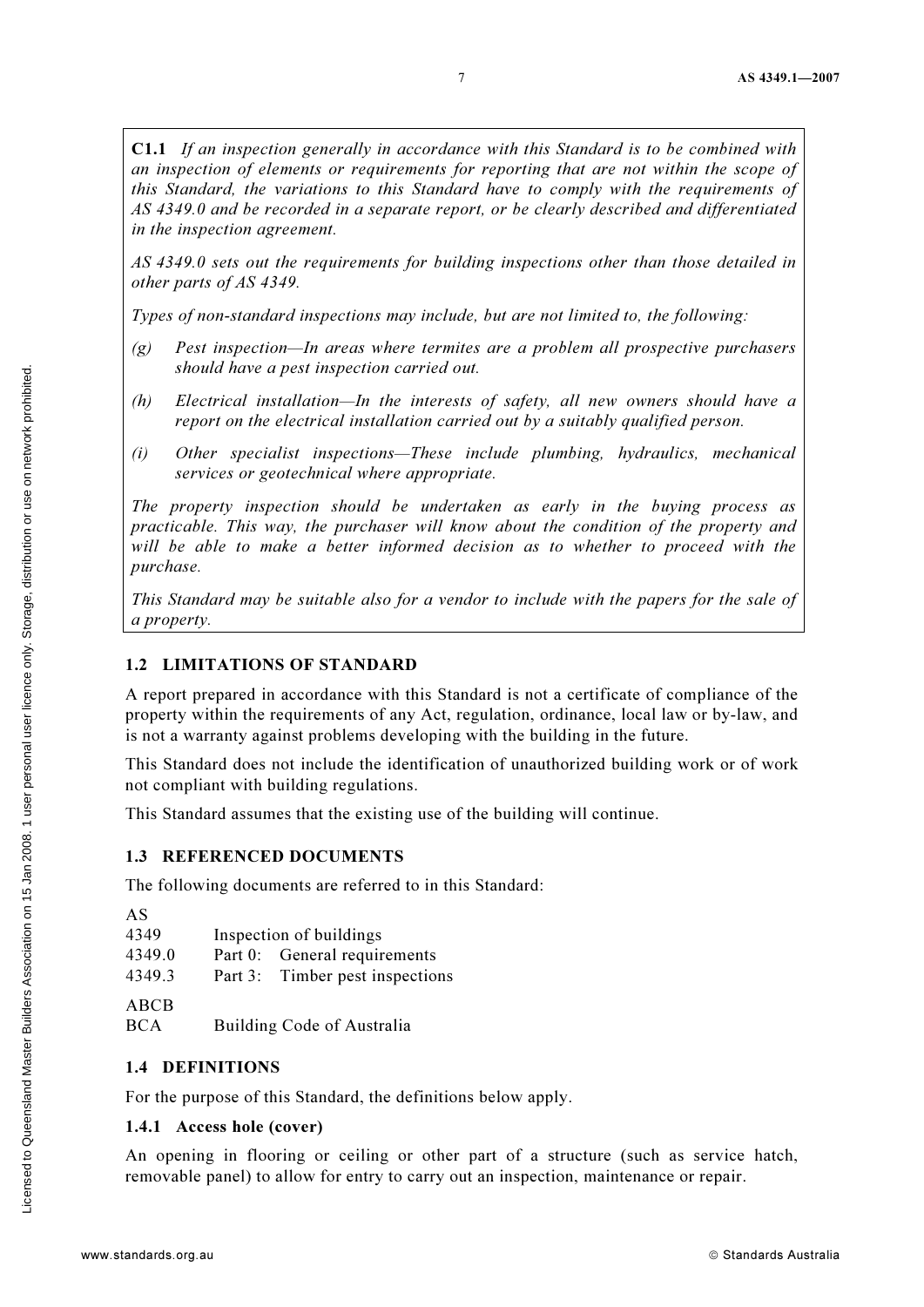**C1.1** *If an inspection generally in accordance with this Standard is to be combined with an inspection of elements or requirements for reporting that are not within the scope of this Standard, the variations to this Standard have to comply with the requirements of AS 4349.0 and be recorded in a separate report, or be clearly described and differentiated in the inspection agreement.*

*AS 4349.0 sets out the requirements for building inspections other than those detailed in other parts of AS 4349.*

*Types of non-standard inspections may include, but are not limited to, the following:*

*(g) Pest inspection—In areas where termites are a problem all prospective purchasers should have a pest inspection carried out.*

*(h) Electrical installation—In the interests of safety, all new owners should have a report on the electrical installation carried out by a suitably qualified person.*

*(i) Other specialist inspections—These include plumbing, hydraulics, mechanical services or geotechnical where appropriate.*

*The property inspection should be undertaken as early in the buying process as practicable. This way, the purchaser will know about the condition of the property and will be able to make a better informed decision as to whether to proceed with the purchase.*

*This Standard may be suitable also for a vendor to include with the papers for the sale of a property.*

## 1.2 LIMITATIONS OF STANDARD

A report prepared in accordance with this Standard is not a certificate of compliance of the property within the requirements of any Act, regulation, ordinance, local law or by-law, and is not a warranty against problems developing with the building in the future.

This Standard does not include the identification of unauthorized building work or of work not compliant with building regulations.

This Standard assumes that the existing use of the building will continue.

## 1.3 REFERENCED DOCUMENTS

The following documents are referred to in this Standard:

| AS | |
|---|---|
| 4349 | Inspection of buildings |
| 4349.0 | Part 0: General requirements |
| 4349.3 | Part 3: Timber pest inspections |
| ABCB | |
| BCA | Building Code of Australia |

## 1.4 DEFINITIONS

For the purpose of this Standard, the definitions below apply.

### 1.4.1 Access hole (cover)

An opening in flooring or ceiling or other part of a structure (such as service hatch, removable panel) to allow for entry to carry out an inspection, maintenance or repair.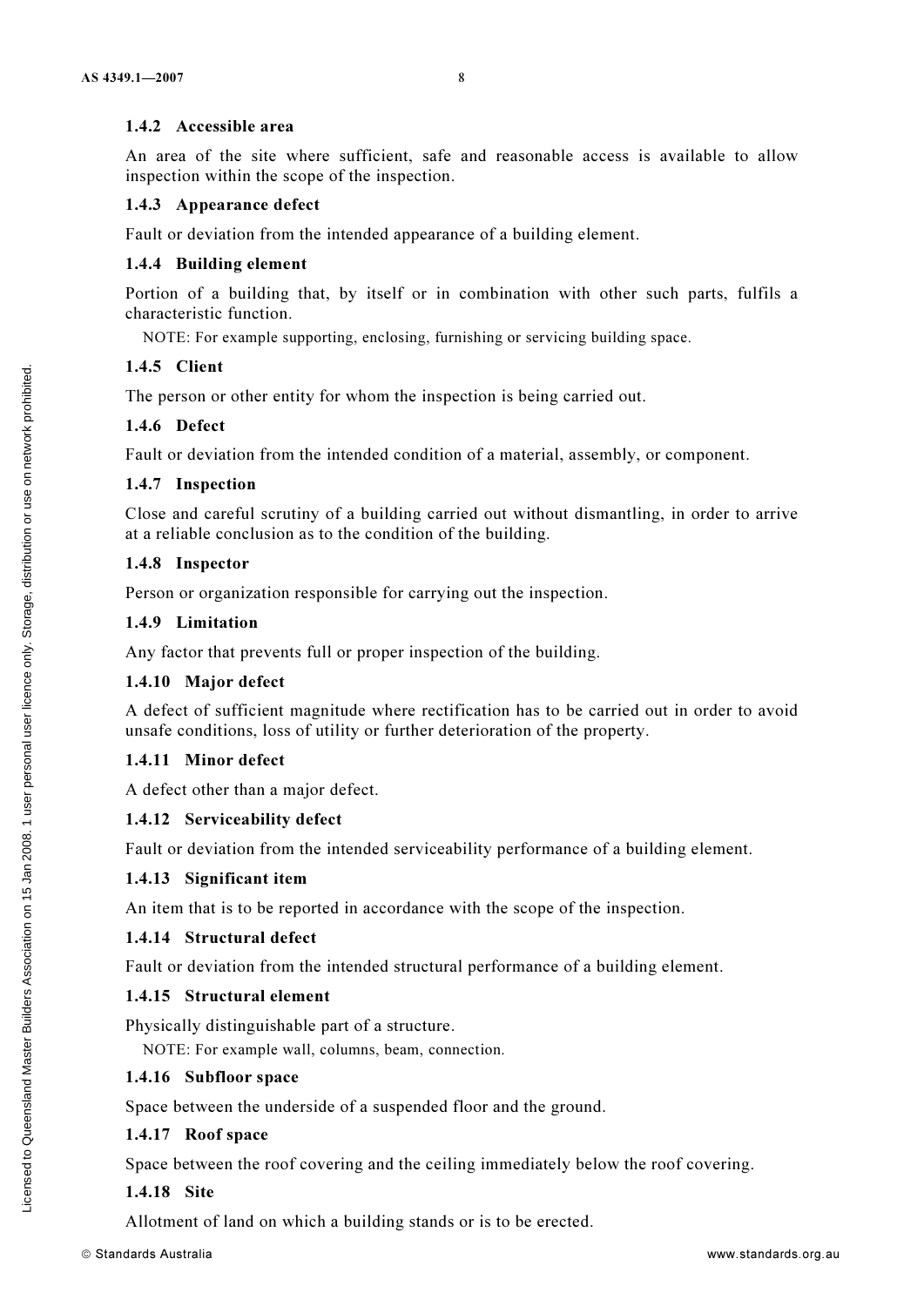### 1.4.2 Accessible area

An area of the site where sufficient, safe and reasonable access is available to allow inspection within the scope of the inspection.

### 1.4.3 Appearance defect

Fault or deviation from the intended appearance of a building element.

### 1.4.4 Building element

Portion of a building that, by itself or in combination with other such parts, fulfils a characteristic function.

NOTE: For example supporting, enclosing, furnishing or servicing building space.

### 1.4.5 Client

The person or other entity for whom the inspection is being carried out.

### 1.4.6 Defect

Fault or deviation from the intended condition of a material, assembly, or component.

### 1.4.7 Inspection

Close and careful scrutiny of a building carried out without dismantling, in order to arrive at a reliable conclusion as to the condition of the building.

### 1.4.8 Inspector

Person or organization responsible for carrying out the inspection.

### 1.4.9 Limitation

Any factor that prevents full or proper inspection of the building.

### 1.4.10 Major defect

A defect of sufficient magnitude where rectification has to be carried out in order to avoid unsafe conditions, loss of utility or further deterioration of the property.

### 1.4.11 Minor defect

A defect other than a major defect.

### 1.4.12 Serviceability defect

Fault or deviation from the intended serviceability performance of a building element.

### 1.4.13 Significant item

An item that is to be reported in accordance with the scope of the inspection.

### 1.4.14 Structural defect

Fault or deviation from the intended structural performance of a building element.

### 1.4.15 Structural element

Physically distinguishable part of a structure.

NOTE: For example wall, columns, beam, connection.

### 1.4.16 Subfloor space

Space between the underside of a suspended floor and the ground.

### 1.4.17 Roof space

Space between the roof covering and the ceiling immediately below the roof covering.

### 1.4.18 Site

Allotment of land on which a building stands or is to be erected.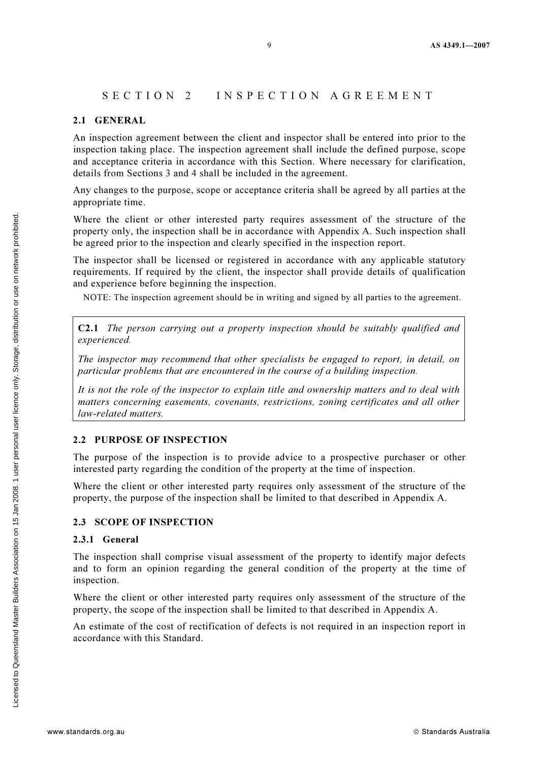# SECTION 2 INSPECTION AGREEMENT

## 2.1 GENERAL

An inspection agreement between the client and inspector shall be entered into prior to the inspection taking place. The inspection agreement shall include the defined purpose, scope and acceptance criteria in accordance with this Section. Where necessary for clarification, details from Sections 3 and 4 shall be included in the agreement.

Any changes to the purpose, scope or acceptance criteria shall be agreed by all parties at the appropriate time.

Where the client or other interested party requires assessment of the structure of the property only, the inspection shall be in accordance with Appendix A. Such inspection shall be agreed prior to the inspection and clearly specified in the inspection report.

The inspector shall be licensed or registered in accordance with any applicable statutory requirements. If required by the client, the inspector shall provide details of qualification and experience before beginning the inspection.

NOTE: The inspection agreement should be in writing and signed by all parties to the agreement.

> **C2.1** *The person carrying out a property inspection should be suitably qualified and experienced.*
>
> *The inspector may recommend that other specialists be engaged to report, in detail, on particular problems that are encountered in the course of a building inspection.*
>
> *It is not the role of the inspector to explain title and ownership matters and to deal with matters concerning easements, covenants, restrictions, zoning certificates and all other law-related matters.*

## 2.2 PURPOSE OF INSPECTION

The purpose of the inspection is to provide advice to a prospective purchaser or other interested party regarding the condition of the property at the time of inspection.

Where the client or other interested party requires only assessment of the structure of the property, the purpose of the inspection shall be limited to that described in Appendix A.

## 2.3 SCOPE OF INSPECTION

### 2.3.1 General

The inspection shall comprise visual assessment of the property to identify major defects and to form an opinion regarding the general condition of the property at the time of inspection.

Where the client or other interested party requires only assessment of the structure of the property, the scope of the inspection shall be limited to that described in Appendix A.

An estimate of the cost of rectification of defects is not required in an inspection report in accordance with this Standard.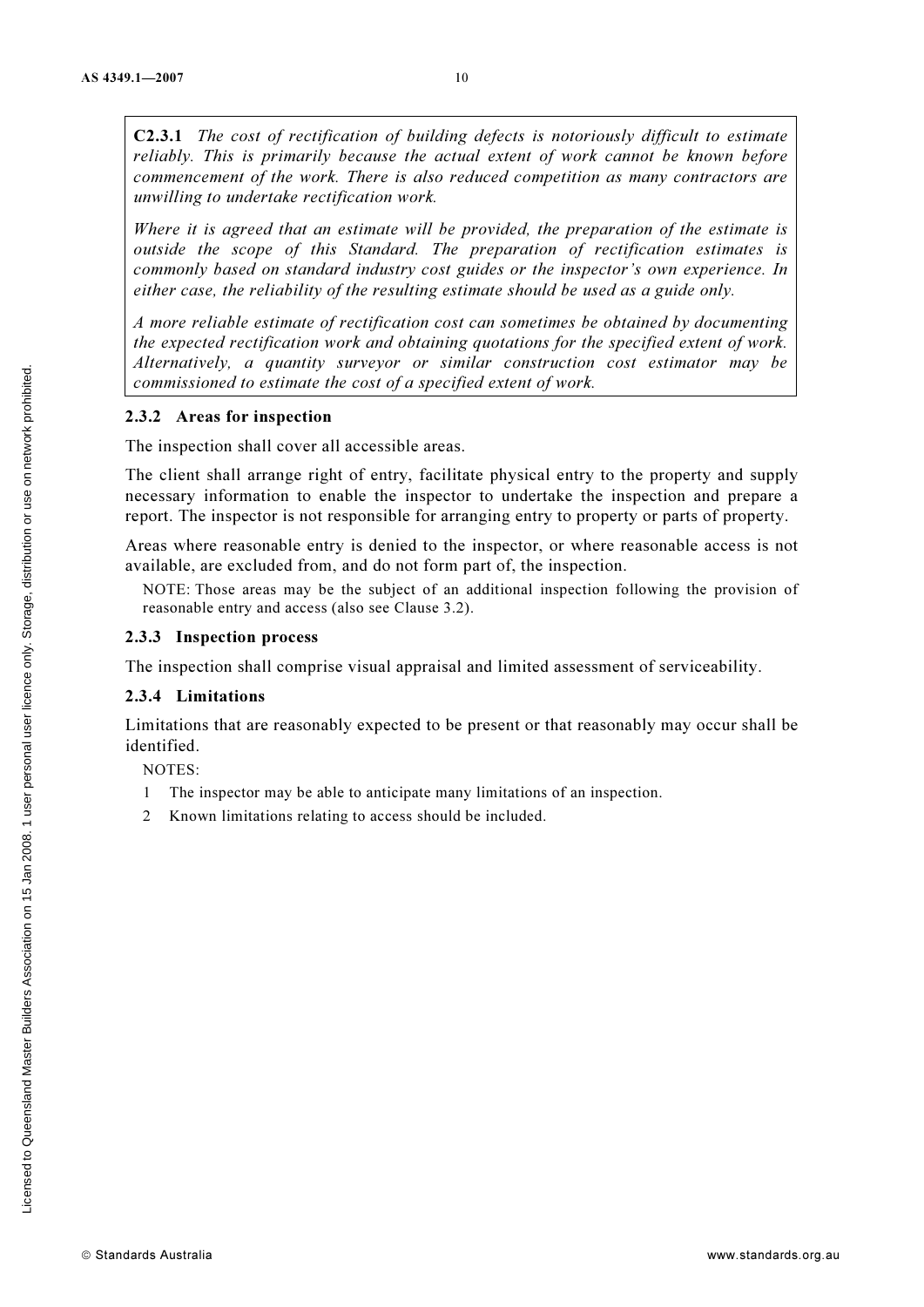**C2.3.1** *The cost of rectification of building defects is notoriously difficult to estimate reliably. This is primarily because the actual extent of work cannot be known before commencement of the work. There is also reduced competition as many contractors are unwilling to undertake rectification work.*

*Where it is agreed that an estimate will be provided, the preparation of the estimate is outside the scope of this Standard. The preparation of rectification estimates is commonly based on standard industry cost guides or the inspector's own experience. In either case, the reliability of the resulting estimate should be used as a guide only.*

*A more reliable estimate of rectification cost can sometimes be obtained by documenting the expected rectification work and obtaining quotations for the specified extent of work. Alternatively, a quantity surveyor or similar construction cost estimator may be commissioned to estimate the cost of a specified extent of work.*

### 2.3.2 Areas for inspection

The inspection shall cover all accessible areas.

The client shall arrange right of entry, facilitate physical entry to the property and supply necessary information to enable the inspector to undertake the inspection and prepare a report. The inspector is not responsible for arranging entry to property or parts of property.

Areas where reasonable entry is denied to the inspector, or where reasonable access is not available, are excluded from, and do not form part of, the inspection.

NOTE: Those areas may be the subject of an additional inspection following the provision of reasonable entry and access (also see Clause 3.2).

### 2.3.3 Inspection process

The inspection shall comprise visual appraisal and limited assessment of serviceability.

### 2.3.4 Limitations

Limitations that are reasonably expected to be present or that reasonably may occur shall be identified.

NOTES:

1. The inspector may be able to anticipate many limitations of an inspection.
2. Known limitations relating to access should be included.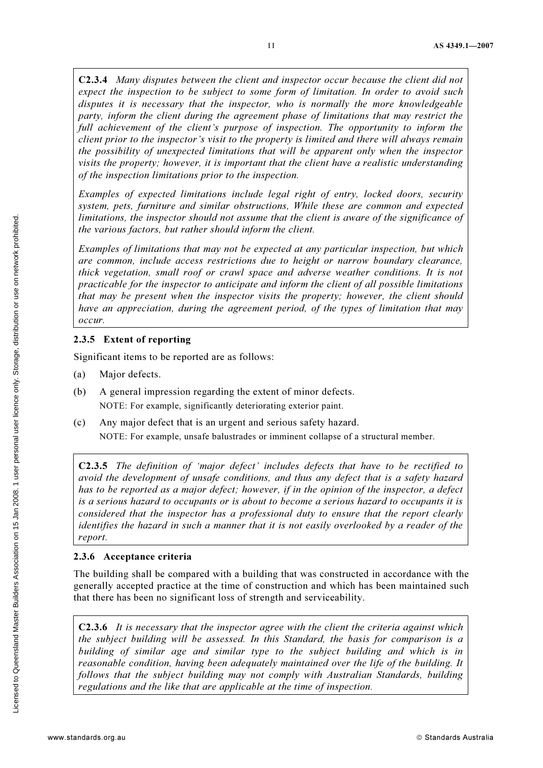**C2.3.4** *Many disputes between the client and inspector occur because the client did not expect the inspection to be subject to some form of limitation. In order to avoid such disputes it is necessary that the inspector, who is normally the more knowledgeable party, inform the client during the agreement phase of limitations that may restrict the full achievement of the client's purpose of inspection. The opportunity to inform the client prior to the inspector's visit to the property is limited and there will always remain the possibility of unexpected limitations that will be apparent only when the inspector visits the property; however, it is important that the client have a realistic understanding of the inspection limitations prior to the inspection.*

*Examples of expected limitations include legal right of entry, locked doors, security system, pets, furniture and similar obstructions, While these are common and expected limitations, the inspector should not assume that the client is aware of the significance of the various factors, but rather should inform the client.*

*Examples of limitations that may not be expected at any particular inspection, but which are common, include access restrictions due to height or narrow boundary clearance, thick vegetation, small roof or crawl space and adverse weather conditions. It is not practicable for the inspector to anticipate and inform the client of all possible limitations that may be present when the inspector visits the property; however, the client should have an appreciation, during the agreement period, of the types of limitation that may occur.*

### 2.3.5 Extent of reporting

Significant items to be reported are as follows:

(a) Major defects.

(b) A general impression regarding the extent of minor defects.

NOTE: For example, significantly deteriorating exterior paint.

(c) Any major defect that is an urgent and serious safety hazard.

NOTE: For example, unsafe balustrades or imminent collapse of a structural member.

**C2.3.5** *The definition of 'major defect' includes defects that have to be rectified to avoid the development of unsafe conditions, and thus any defect that is a safety hazard has to be reported as a major defect; however, if in the opinion of the inspector, a defect is a serious hazard to occupants or is about to become a serious hazard to occupants it is considered that the inspector has a professional duty to ensure that the report clearly identifies the hazard in such a manner that it is not easily overlooked by a reader of the report.*

### 2.3.6 Acceptance criteria

The building shall be compared with a building that was constructed in accordance with the generally accepted practice at the time of construction and which has been maintained such that there has been no significant loss of strength and serviceability.

**C2.3.6** *It is necessary that the inspector agree with the client the criteria against which the subject building will be assessed. In this Standard, the basis for comparison is a building of similar age and similar type to the subject building and which is in reasonable condition, having been adequately maintained over the life of the building. It follows that the subject building may not comply with Australian Standards, building regulations and the like that are applicable at the time of inspection.*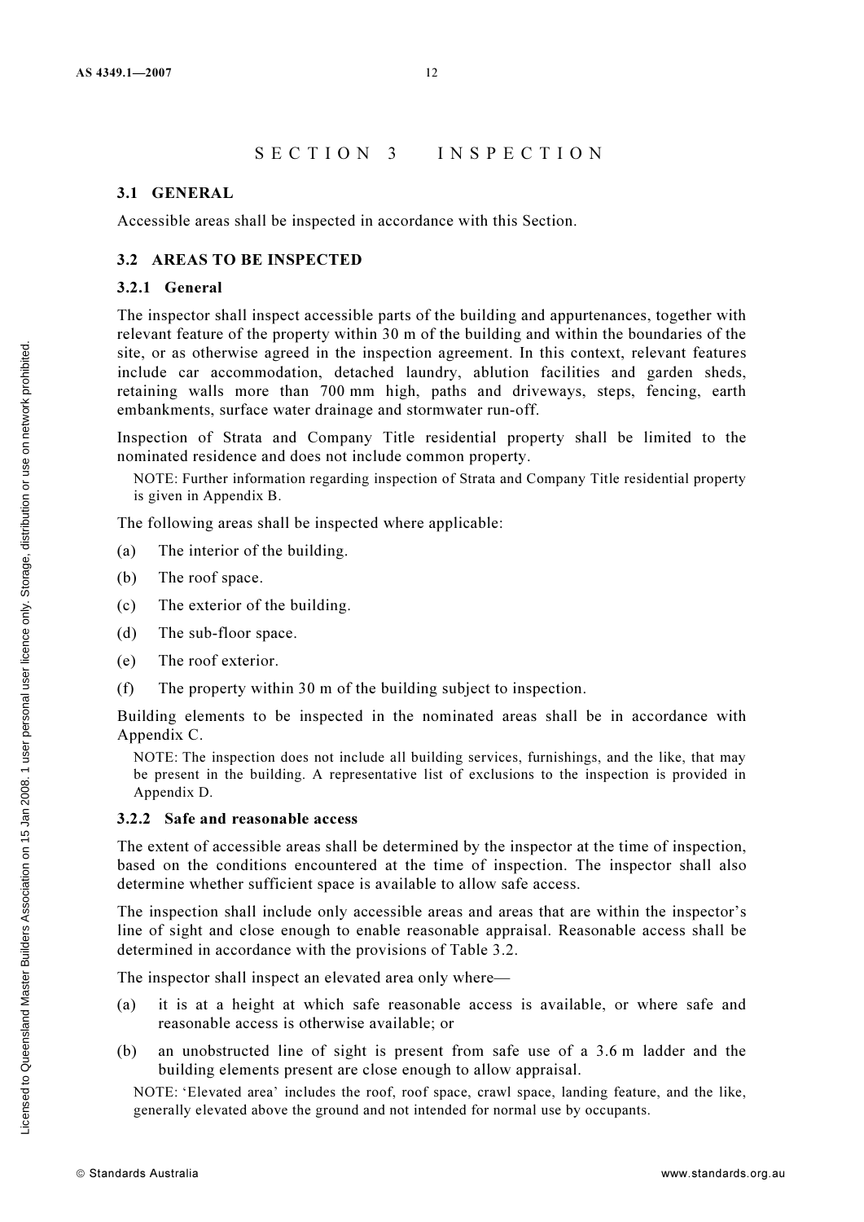# SECTION 3 INSPECTION

## 3.1 GENERAL

Accessible areas shall be inspected in accordance with this Section.

## 3.2 AREAS TO BE INSPECTED

### 3.2.1 General

The inspector shall inspect accessible parts of the building and appurtenances, together with relevant feature of the property within 30 m of the building and within the boundaries of the site, or as otherwise agreed in the inspection agreement. In this context, relevant features include car accommodation, detached laundry, ablution facilities and garden sheds, retaining walls more than 700 mm high, paths and driveways, steps, fencing, earth embankments, surface water drainage and stormwater run-off.

Inspection of Strata and Company Title residential property shall be limited to the nominated residence and does not include common property.

NOTE: Further information regarding inspection of Strata and Company Title residential property is given in Appendix B.

The following areas shall be inspected where applicable:

(a) The interior of the building.

(b) The roof space.

(c) The exterior of the building.

(d) The sub-floor space.

(e) The roof exterior.

(f) The property within 30 m of the building subject to inspection.

Building elements to be inspected in the nominated areas shall be in accordance with Appendix C.

NOTE: The inspection does not include all building services, furnishings, and the like, that may be present in the building. A representative list of exclusions to the inspection is provided in Appendix D.

### 3.2.2 Safe and reasonable access

The extent of accessible areas shall be determined by the inspector at the time of inspection, based on the conditions encountered at the time of inspection. The inspector shall also determine whether sufficient space is available to allow safe access.

The inspection shall include only accessible areas and areas that are within the inspector's line of sight and close enough to enable reasonable appraisal. Reasonable access shall be determined in accordance with the provisions of Table 3.2.

The inspector shall inspect an elevated area only where—

(a) it is at a height at which safe reasonable access is available, or where safe and reasonable access is otherwise available; or

(b) an unobstructed line of sight is present from safe use of a 3.6 m ladder and the building elements present are close enough to allow appraisal.

NOTE: 'Elevated area' includes the roof, roof space, crawl space, landing feature, and the like, generally elevated above the ground and not intended for normal use by occupants.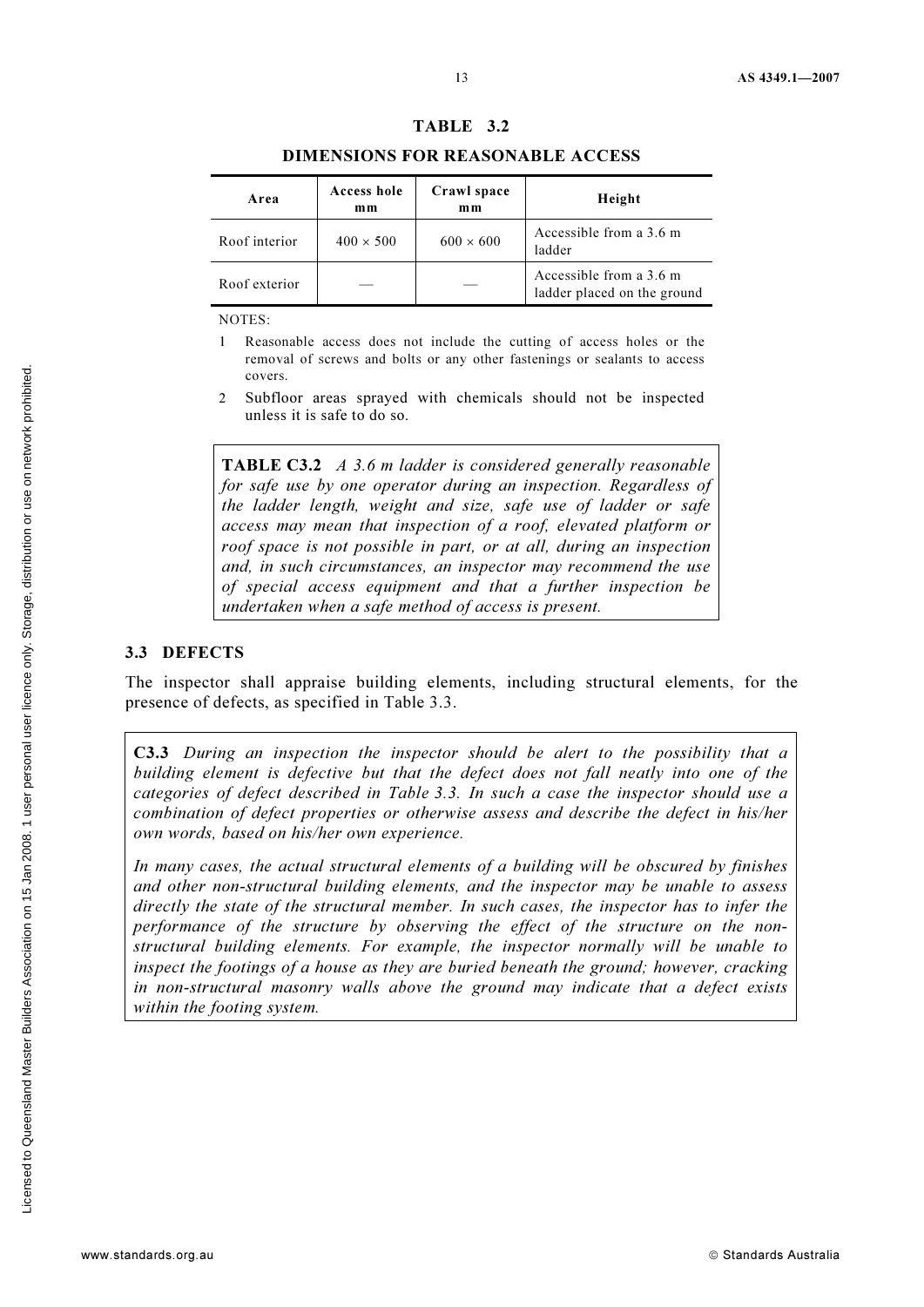**TABLE 3.2**

**DIMENSIONS FOR REASONABLE ACCESS**

| Area | Access hole mm | Crawl space mm | Height |
|---|---|---|---|
| Roof interior | 400 × 500 | 600 × 600 | Accessible from a 3.6 m ladder |
| Roof exterior | — | — | Accessible from a 3.6 m ladder placed on the ground |

NOTES:

1. Reasonable access does not include the cutting of access holes or the removal of screws and bolts or any other fastenings or sealants to access covers.
2. Subfloor areas sprayed with chemicals should not be inspected unless it is safe to do so.

> **TABLE C3.2** *A 3.6 m ladder is considered generally reasonable for safe use by one operator during an inspection. Regardless of the ladder length, weight and size, safe use of ladder or safe access may mean that inspection of a roof, elevated platform or roof space is not possible in part, or at all, during an inspection and, in such circumstances, an inspector may recommend the use of special access equipment and that a further inspection be undertaken when a safe method of access is present.*

## 3.3 DEFECTS

The inspector shall appraise building elements, including structural elements, for the presence of defects, as specified in Table 3.3.

> **C3.3** *During an inspection the inspector should be alert to the possibility that a building element is defective but that the defect does not fall neatly into one of the categories of defect described in Table 3.3. In such a case the inspector should use a combination of defect properties or otherwise assess and describe the defect in his/her own words, based on his/her own experience.*
>
> *In many cases, the actual structural elements of a building will be obscured by finishes and other non-structural building elements, and the inspector may be unable to assess directly the state of the structural member. In such cases, the inspector has to infer the performance of the structure by observing the effect of the structure on the non-structural building elements. For example, the inspector normally will be unable to inspect the footings of a house as they are buried beneath the ground; however, cracking in non-structural masonry walls above the ground may indicate that a defect exists within the footing system.*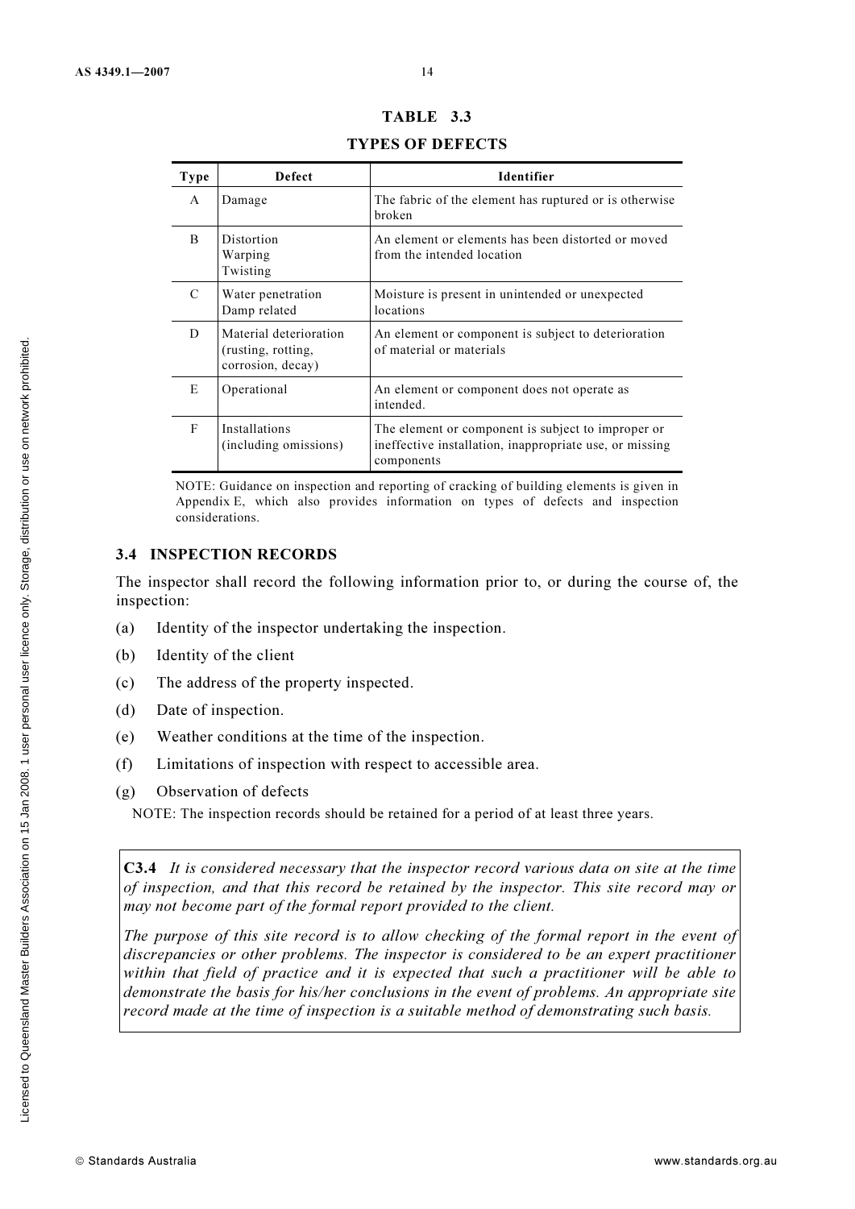**TABLE 3.3**

**TYPES OF DEFECTS**

| Type | Defect | Identifier |
|---|---|---|
| A | Damage | The fabric of the element has ruptured or is otherwise broken |
| B | Distortion<br>Warping<br>Twisting | An element or elements has been distorted or moved from the intended location |
| C | Water penetration<br>Damp related | Moisture is present in unintended or unexpected locations |
| D | Material deterioration (rusting, rotting, corrosion, decay) | An element or component is subject to deterioration of material or materials |
| E | Operational | An element or component does not operate as intended. |
| F | Installations (including omissions) | The element or component is subject to improper or ineffective installation, inappropriate use, or missing components |

NOTE: Guidance on inspection and reporting of cracking of building elements is given in Appendix E, which also provides information on types of defects and inspection considerations.

## 3.4 INSPECTION RECORDS

The inspector shall record the following information prior to, or during the course of, the inspection:

(a) Identity of the inspector undertaking the inspection.

(b) Identity of the client

(c) The address of the property inspected.

(d) Date of inspection.

(e) Weather conditions at the time of the inspection.

(f) Limitations of inspection with respect to accessible area.

(g) Observation of defects

NOTE: The inspection records should be retained for a period of at least three years.

> **C3.4** *It is considered necessary that the inspector record various data on site at the time of inspection, and that this record be retained by the inspector. This site record may or may not become part of the formal report provided to the client.*
>
> *The purpose of this site record is to allow checking of the formal report in the event of discrepancies or other problems. The inspector is considered to be an expert practitioner within that field of practice and it is expected that such a practitioner will be able to demonstrate the basis for his/her conclusions in the event of problems. An appropriate site record made at the time of inspection is a suitable method of demonstrating such basis.*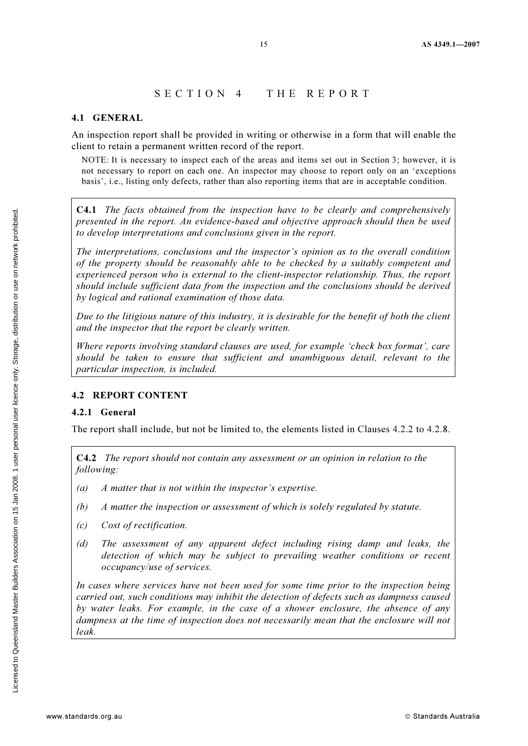# SECTION 4 THE REPORT

## 4.1 GENERAL

An inspection report shall be provided in writing or otherwise in a form that will enable the client to retain a permanent written record of the report.

NOTE: It is necessary to inspect each of the areas and items set out in Section 3; however, it is not necessary to report on each one. An inspector may choose to report only on an 'exceptions basis', i.e., listing only defects, rather than also reporting items that are in acceptable condition.

> **C4.1** *The facts obtained from the inspection have to be clearly and comprehensively presented in the report. An evidence-based and objective approach should then be used to develop interpretations and conclusions given in the report.*
>
> *The interpretations, conclusions and the inspector's opinion as to the overall condition of the property should be reasonably able to be checked by a suitably competent and experienced person who is external to the client-inspector relationship. Thus, the report should include sufficient data from the inspection and the conclusions should be derived by logical and rational examination of those data.*
>
> *Due to the litigious nature of this industry, it is desirable for the benefit of both the client and the inspector that the report be clearly written.*
>
> *Where reports involving standard clauses are used, for example 'check box format', care should be taken to ensure that sufficient and unambiguous detail, relevant to the particular inspection, is included.*

## 4.2 REPORT CONTENT

### 4.2.1 General

The report shall include, but not be limited to, the elements listed in Clauses 4.2.2 to 4.2.8.

> **C4.2** *The report should not contain any assessment or an opinion in relation to the following:*
>
> *(a) A matter that is not within the inspector's expertise.*
>
> *(b) A matter the inspection or assessment of which is solely regulated by statute.*
>
> *(c) Cost of rectification.*
>
> *(d) The assessment of any apparent defect including rising damp and leaks, the detection of which may be subject to prevailing weather conditions or recent occupancy/use of services.*
>
> *In cases where services have not been used for some time prior to the inspection being carried out, such conditions may inhibit the detection of defects such as dampness caused by water leaks. For example, in the case of a shower enclosure, the absence of any dampness at the time of inspection does not necessarily mean that the enclosure will not leak.*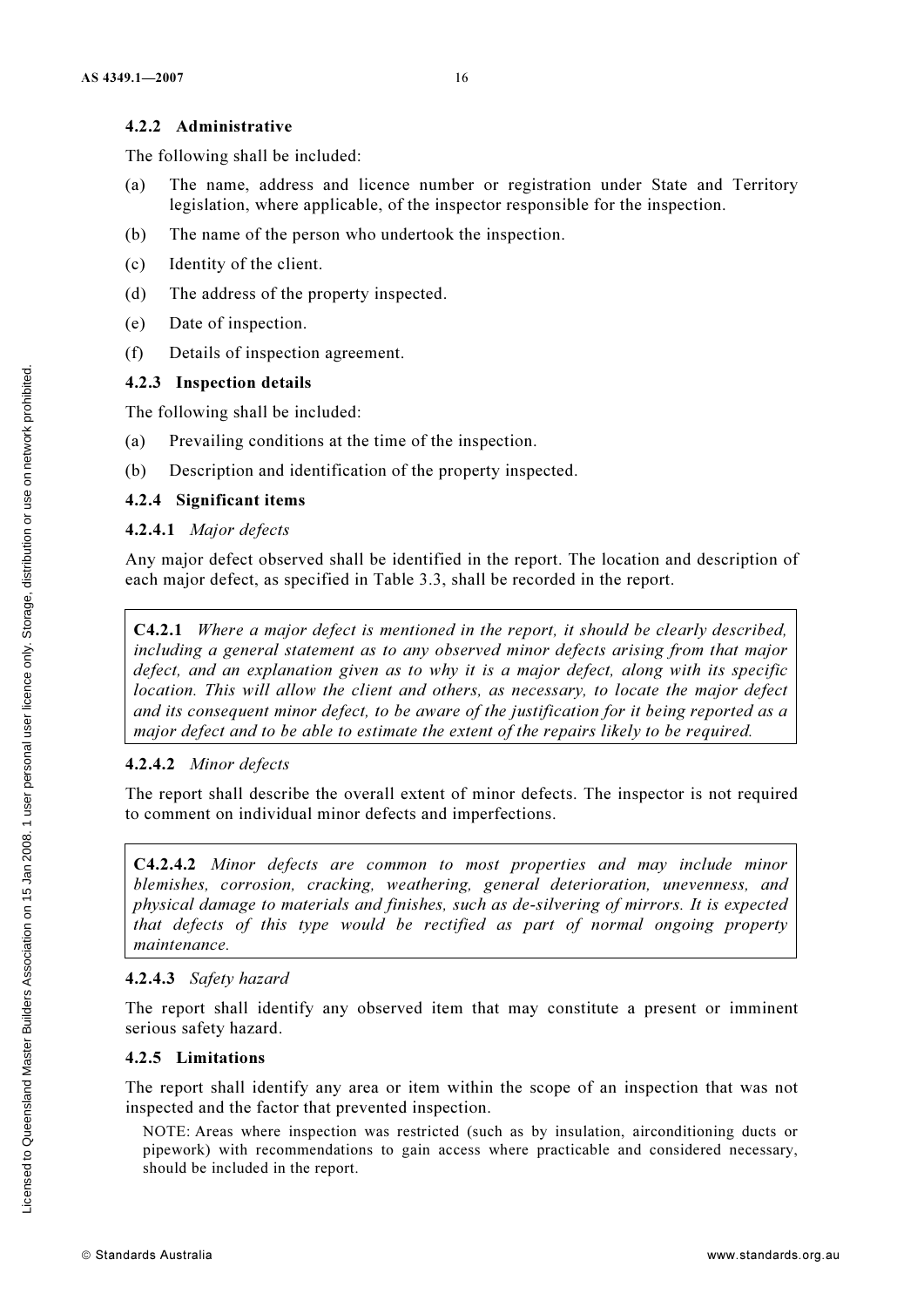#### 4.2.2 Administrative

The following shall be included:

(a) The name, address and licence number or registration under State and Territory legislation, where applicable, of the inspector responsible for the inspection.

(b) The name of the person who undertook the inspection.

(c) Identity of the client.

(d) The address of the property inspected.

(e) Date of inspection.

(f) Details of inspection agreement.

#### 4.2.3 Inspection details

The following shall be included:

(a) Prevailing conditions at the time of the inspection.

(b) Description and identification of the property inspected.

#### 4.2.4 Significant items

**4.2.4.1** *Major defects*

Any major defect observed shall be identified in the report. The location and description of each major defect, as specified in Table 3.3, shall be recorded in the report.

> **C4.2.1** *Where a major defect is mentioned in the report, it should be clearly described, including a general statement as to any observed minor defects arising from that major defect, and an explanation given as to why it is a major defect, along with its specific location. This will allow the client and others, as necessary, to locate the major defect and its consequent minor defect, to be aware of the justification for it being reported as a major defect and to be able to estimate the extent of the repairs likely to be required.*

**4.2.4.2** *Minor defects*

The report shall describe the overall extent of minor defects. The inspector is not required to comment on individual minor defects and imperfections.

> **C4.2.4.2** *Minor defects are common to most properties and may include minor blemishes, corrosion, cracking, weathering, general deterioration, unevenness, and physical damage to materials and finishes, such as de-silvering of mirrors. It is expected that defects of this type would be rectified as part of normal ongoing property maintenance.*

**4.2.4.3** *Safety hazard*

The report shall identify any observed item that may constitute a present or imminent serious safety hazard.

#### 4.2.5 Limitations

The report shall identify any area or item within the scope of an inspection that was not inspected and the factor that prevented inspection.

NOTE: Areas where inspection was restricted (such as by insulation, airconditioning ducts or pipework) with recommendations to gain access where practicable and considered necessary, should be included in the report.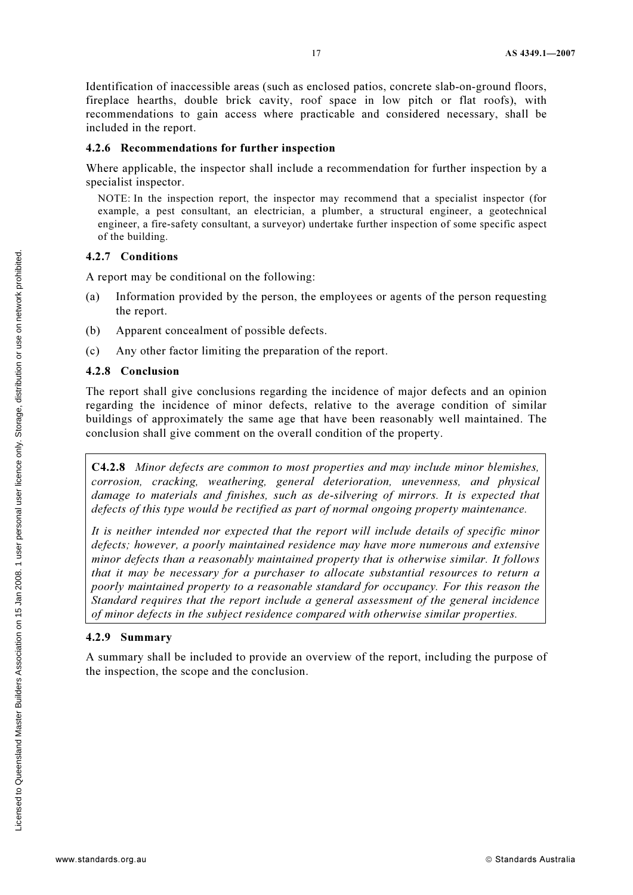Identification of inaccessible areas (such as enclosed patios, concrete slab-on-ground floors, fireplace hearths, double brick cavity, roof space in low pitch or flat roofs), with recommendations to gain access where practicable and considered necessary, shall be included in the report.

### 4.2.6 Recommendations for further inspection

Where applicable, the inspector shall include a recommendation for further inspection by a specialist inspector.

NOTE: In the inspection report, the inspector may recommend that a specialist inspector (for example, a pest consultant, an electrician, a plumber, a structural engineer, a geotechnical engineer, a fire-safety consultant, a surveyor) undertake further inspection of some specific aspect of the building.

### 4.2.7 Conditions

A report may be conditional on the following:

(a) Information provided by the person, the employees or agents of the person requesting the report.

(b) Apparent concealment of possible defects.

(c) Any other factor limiting the preparation of the report.

### 4.2.8 Conclusion

The report shall give conclusions regarding the incidence of major defects and an opinion regarding the incidence of minor defects, relative to the average condition of similar buildings of approximately the same age that have been reasonably well maintained. The conclusion shall give comment on the overall condition of the property.

> **C4.2.8** *Minor defects are common to most properties and may include minor blemishes, corrosion, cracking, weathering, general deterioration, unevenness, and physical damage to materials and finishes, such as de-silvering of mirrors. It is expected that defects of this type would be rectified as part of normal ongoing property maintenance.*
>
> *It is neither intended nor expected that the report will include details of specific minor defects; however, a poorly maintained residence may have more numerous and extensive minor defects than a reasonably maintained property that is otherwise similar. It follows that it may be necessary for a purchaser to allocate substantial resources to return a poorly maintained property to a reasonable standard for occupancy. For this reason the Standard requires that the report include a general assessment of the general incidence of minor defects in the subject residence compared with otherwise similar properties.*

### 4.2.9 Summary

A summary shall be included to provide an overview of the report, including the purpose of the inspection, the scope and the conclusion.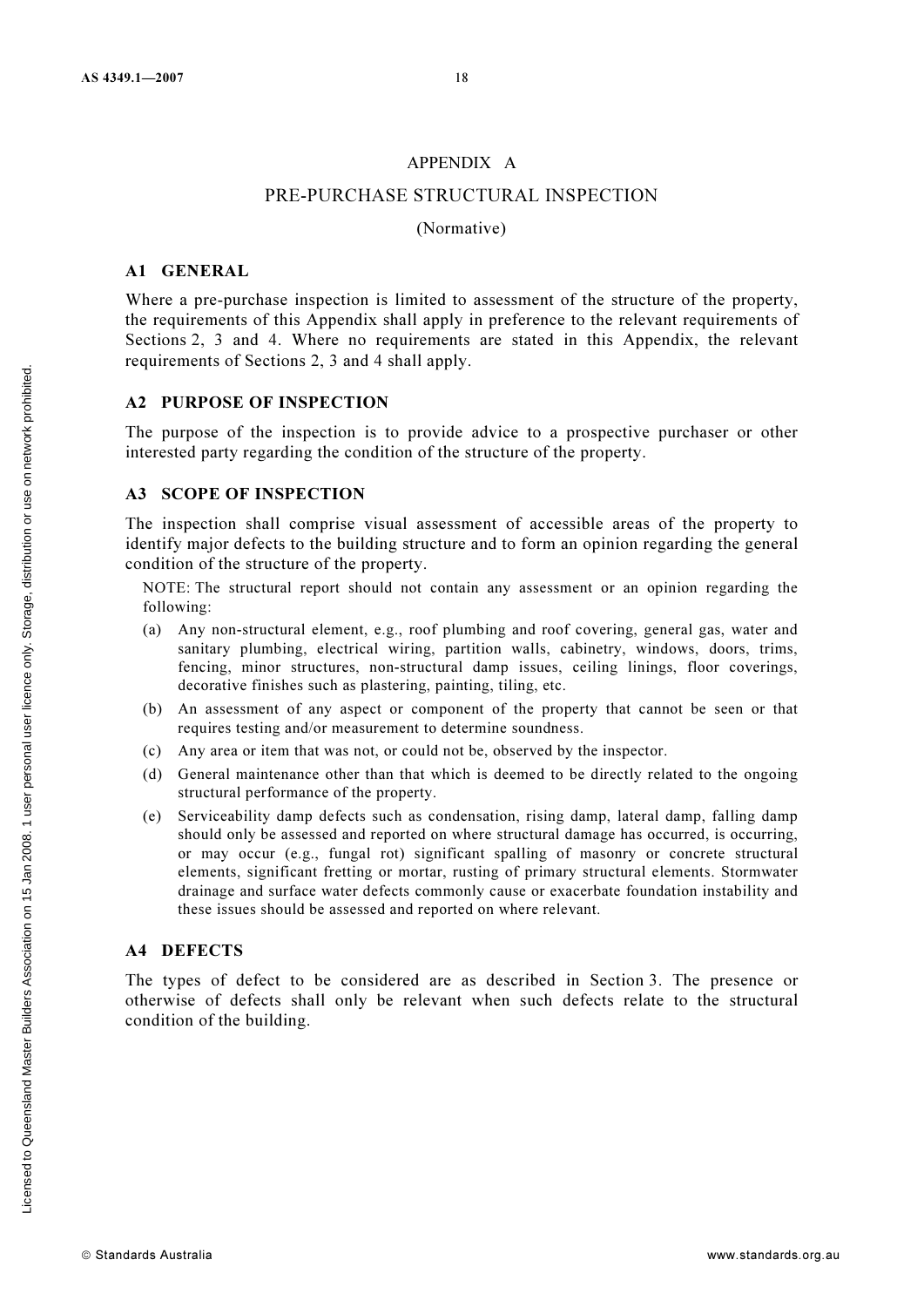# APPENDIX A

## PRE-PURCHASE STRUCTURAL INSPECTION

(Normative)

### A1 GENERAL

Where a pre-purchase inspection is limited to assessment of the structure of the property, the requirements of this Appendix shall apply in preference to the relevant requirements of Sections 2, 3 and 4. Where no requirements are stated in this Appendix, the relevant requirements of Sections 2, 3 and 4 shall apply.

### A2 PURPOSE OF INSPECTION

The purpose of the inspection is to provide advice to a prospective purchaser or other interested party regarding the condition of the structure of the property.

### A3 SCOPE OF INSPECTION

The inspection shall comprise visual assessment of accessible areas of the property to identify major defects to the building structure and to form an opinion regarding the general condition of the structure of the property.

NOTE: The structural report should not contain any assessment or an opinion regarding the following:

(a) Any non-structural element, e.g., roof plumbing and roof covering, general gas, water and sanitary plumbing, electrical wiring, partition walls, cabinetry, windows, doors, trims, fencing, minor structures, non-structural damp issues, ceiling linings, floor coverings, decorative finishes such as plastering, painting, tiling, etc.

(b) An assessment of any aspect or component of the property that cannot be seen or that requires testing and/or measurement to determine soundness.

(c) Any area or item that was not, or could not be, observed by the inspector.

(d) General maintenance other than that which is deemed to be directly related to the ongoing structural performance of the property.

(e) Serviceability damp defects such as condensation, rising damp, lateral damp, falling damp should only be assessed and reported on where structural damage has occurred, is occurring, or may occur (e.g., fungal rot) significant spalling of masonry or concrete structural elements, significant fretting or mortar, rusting of primary structural elements. Stormwater drainage and surface water defects commonly cause or exacerbate foundation instability and these issues should be assessed and reported on where relevant.

### A4 DEFECTS

The types of defect to be considered are as described in Section 3. The presence or otherwise of defects shall only be relevant when such defects relate to the structural condition of the building.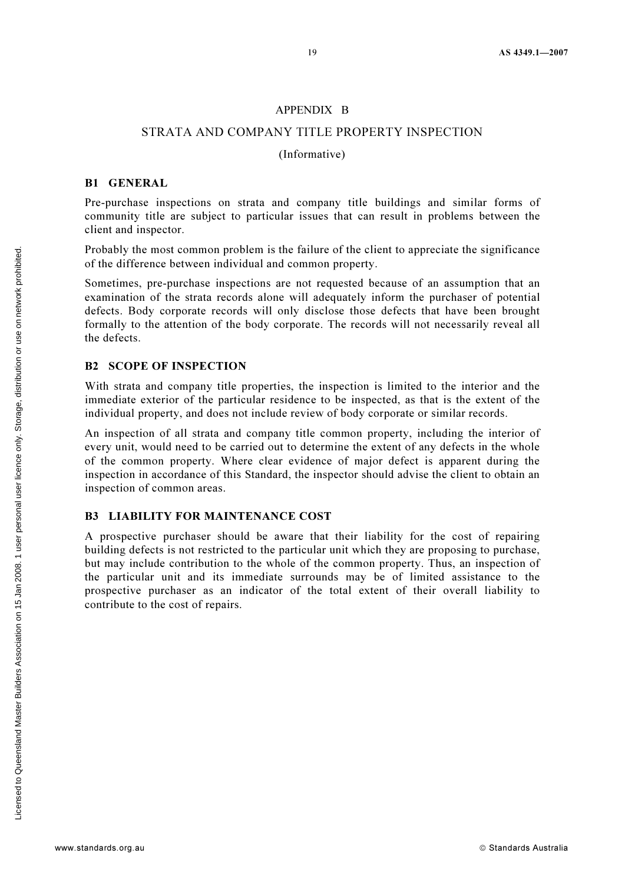# APPENDIX B

## STRATA AND COMPANY TITLE PROPERTY INSPECTION

(Informative)

### B1 GENERAL

Pre-purchase inspections on strata and company title buildings and similar forms of community title are subject to particular issues that can result in problems between the client and inspector.

Probably the most common problem is the failure of the client to appreciate the significance of the difference between individual and common property.

Sometimes, pre-purchase inspections are not requested because of an assumption that an examination of the strata records alone will adequately inform the purchaser of potential defects. Body corporate records will only disclose those defects that have been brought formally to the attention of the body corporate. The records will not necessarily reveal all the defects.

### B2 SCOPE OF INSPECTION

With strata and company title properties, the inspection is limited to the interior and the immediate exterior of the particular residence to be inspected, as that is the extent of the individual property, and does not include review of body corporate or similar records.

An inspection of all strata and company title common property, including the interior of every unit, would need to be carried out to determine the extent of any defects in the whole of the common property. Where clear evidence of major defect is apparent during the inspection in accordance of this Standard, the inspector should advise the client to obtain an inspection of common areas.

### B3 LIABILITY FOR MAINTENANCE COST

A prospective purchaser should be aware that their liability for the cost of repairing building defects is not restricted to the particular unit which they are proposing to purchase, but may include contribution to the whole of the common property. Thus, an inspection of the particular unit and its immediate surrounds may be of limited assistance to the prospective purchaser as an indicator of the total extent of their overall liability to contribute to the cost of repairs.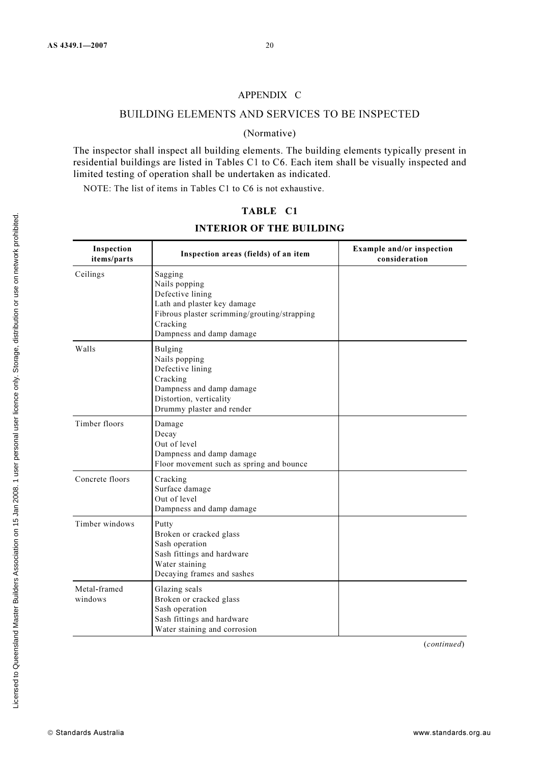## APPENDIX C

## BUILDING ELEMENTS AND SERVICES TO BE INSPECTED

(Normative)

The inspector shall inspect all building elements. The building elements typically present in residential buildings are listed in Tables C1 to C6. Each item shall be visually inspected and limited testing of operation shall be undertaken as indicated.

NOTE: The list of items in Tables C1 to C6 is not exhaustive.

### TABLE C1

### INTERIOR OF THE BUILDING

| Inspection items/parts | Inspection areas (fields) of an item | Example and/or inspection consideration |
|---|---|---|
| Ceilings | Sagging<br>Nails popping<br>Defective lining<br>Lath and plaster key damage<br>Fibrous plaster scrimming/grouting/strapping<br>Cracking<br>Dampness and damp damage | |
| Walls | Bulging<br>Nails popping<br>Defective lining<br>Cracking<br>Dampness and damp damage<br>Distortion, verticality<br>Drummy plaster and render | |
| Timber floors | Damage<br>Decay<br>Out of level<br>Dampness and damp damage<br>Floor movement such as spring and bounce | |
| Concrete floors | Cracking<br>Surface damage<br>Out of level<br>Dampness and damp damage | |
| Timber windows | Putty<br>Broken or cracked glass<br>Sash operation<br>Sash fittings and hardware<br>Water staining<br>Decaying frames and sashes | |
| Metal-framed windows | Glazing seals<br>Broken or cracked glass<br>Sash operation<br>Sash fittings and hardware<br>Water staining and corrosion | |

(*continued*)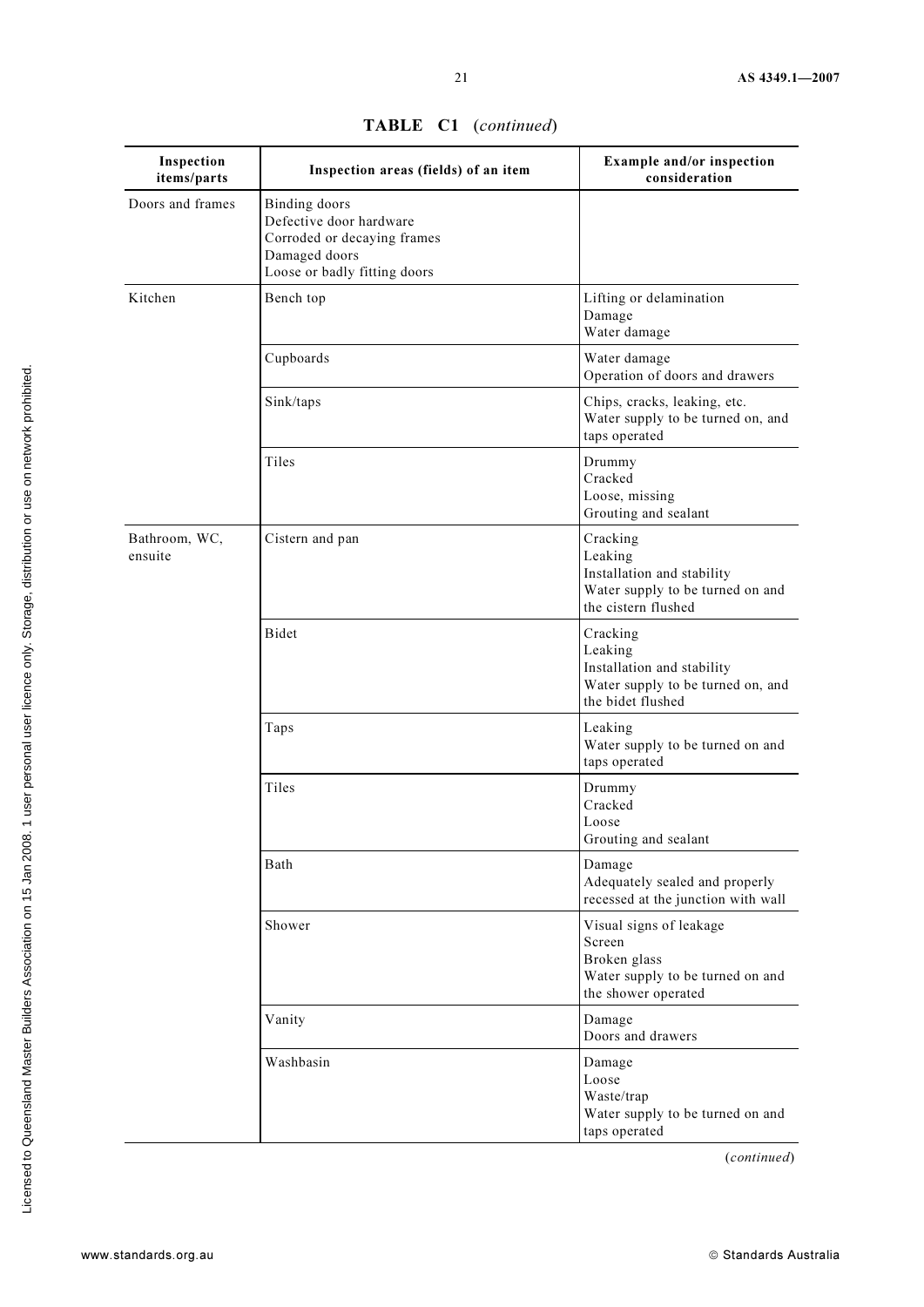**TABLE C1** (*continued*)

| Inspection items/parts | Inspection areas (fields) of an item | Example and/or inspection consideration |
|---|---|---|
| Doors and frames | Binding doors<br>Defective door hardware<br>Corroded or decaying frames<br>Damaged doors<br>Loose or badly fitting doors | |
| Kitchen | Bench top | Lifting or delamination<br>Damage<br>Water damage |
| | Cupboards | Water damage<br>Operation of doors and drawers |
| | Sink/taps | Chips, cracks, leaking, etc.<br>Water supply to be turned on, and taps operated |
| | Tiles | Drummy<br>Cracked<br>Loose, missing<br>Grouting and sealant |
| Bathroom, WC, ensuite | Cistern and pan | Cracking<br>Leaking<br>Installation and stability<br>Water supply to be turned on and the cistern flushed |
| | Bidet | Cracking<br>Leaking<br>Installation and stability<br>Water supply to be turned on, and the bidet flushed |
| | Taps | Leaking<br>Water supply to be turned on and taps operated |
| | Tiles | Drummy<br>Cracked<br>Loose<br>Grouting and sealant |
| | Bath | Damage<br>Adequately sealed and properly recessed at the junction with wall |
| | Shower | Visual signs of leakage<br>Screen<br>Broken glass<br>Water supply to be turned on and the shower operated |
| | Vanity | Damage<br>Doors and drawers |
| | Washbasin | Damage<br>Loose<br>Waste/trap<br>Water supply to be turned on and taps operated |

(*continued*)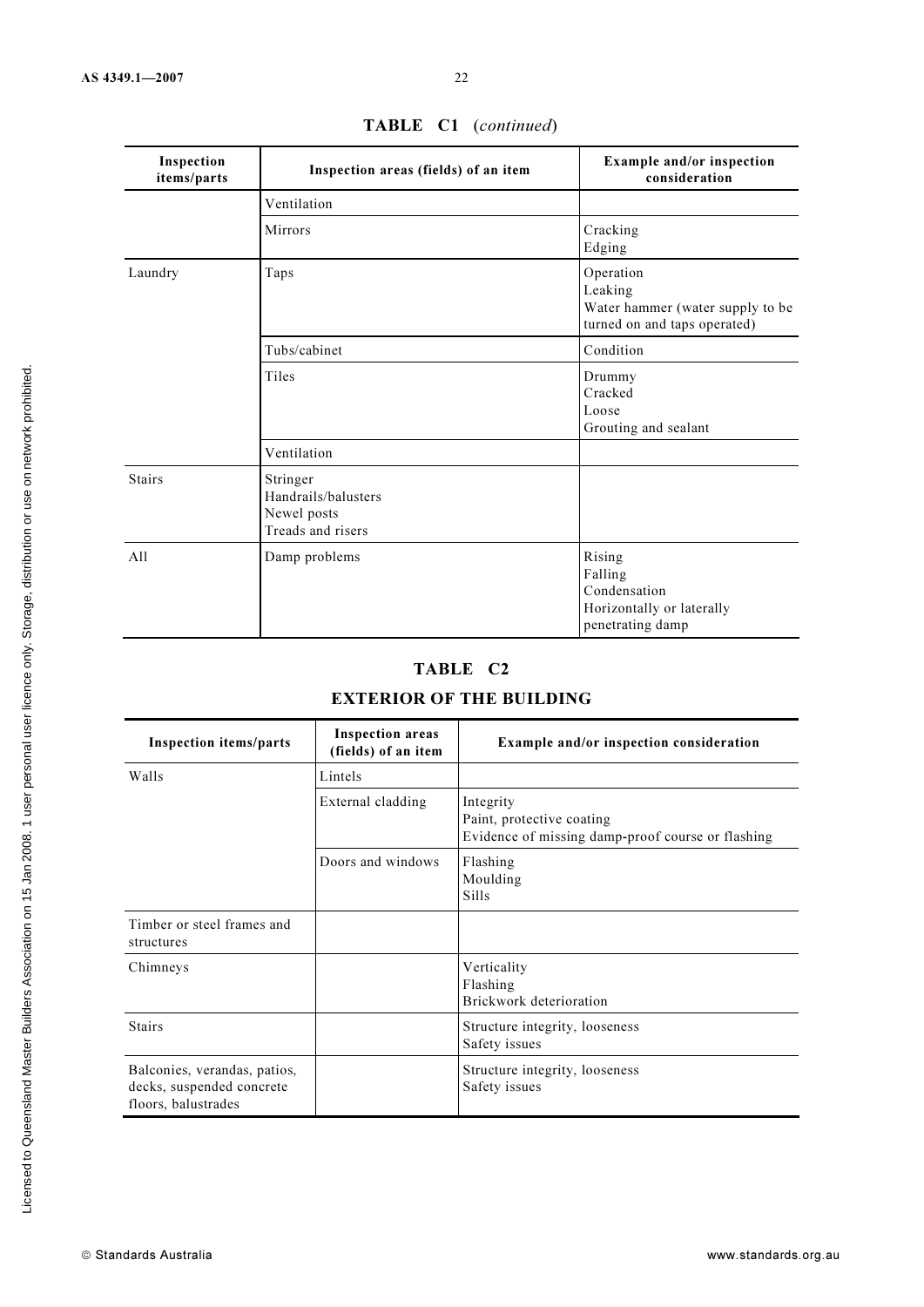**TABLE C1** (*continued*)

| Inspection items/parts | Inspection areas (fields) of an item | Example and/or inspection consideration |
|---|---|---|
| | Ventilation | |
| | Mirrors | Cracking<br>Edging |
| Laundry | Taps | Operation<br>Leaking<br>Water hammer (water supply to be turned on and taps operated) |
| | Tubs/cabinet | Condition |
| | Tiles | Drummy<br>Cracked<br>Loose<br>Grouting and sealant |
| | Ventilation | |
| Stairs | Stringer<br>Handrails/balusters<br>Newel posts<br>Treads and risers | |
| All | Damp problems | Rising<br>Falling<br>Condensation<br>Horizontally or laterally penetrating damp |

## TABLE C2

## EXTERIOR OF THE BUILDING

| Inspection items/parts | Inspection areas (fields) of an item | Example and/or inspection consideration |
|---|---|---|
| Walls | Lintels | |
| | External cladding | Integrity<br>Paint, protective coating<br>Evidence of missing damp-proof course or flashing |
| | Doors and windows | Flashing<br>Moulding<br>Sills |
| Timber or steel frames and structures | | |
| Chimneys | | Verticality<br>Flashing<br>Brickwork deterioration |
| Stairs | | Structure integrity, looseness<br>Safety issues |
| Balconies, verandas, patios, decks, suspended concrete floors, balustrades | | Structure integrity, looseness<br>Safety issues |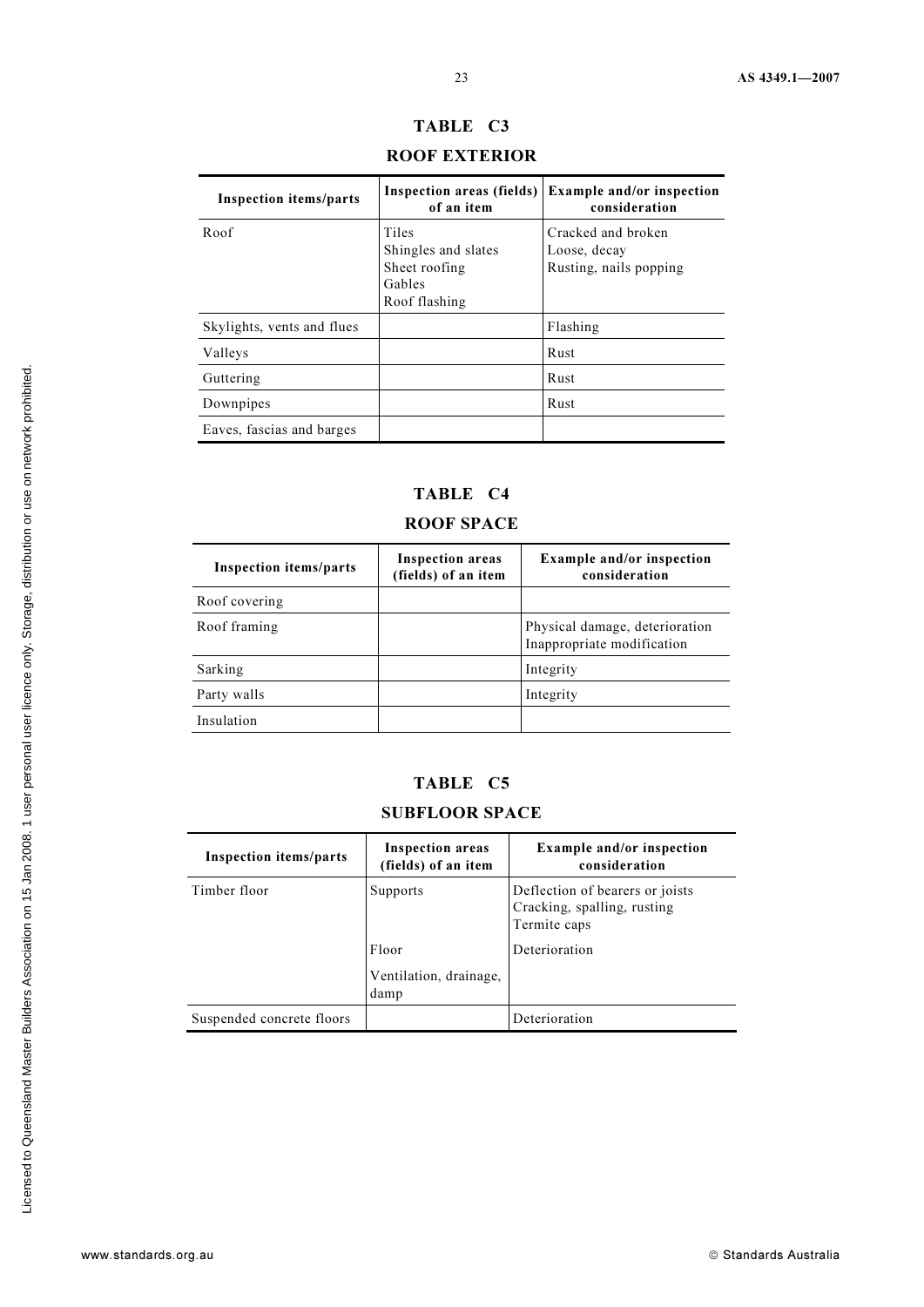## TABLE C3

## ROOF EXTERIOR

| Inspection items/parts | Inspection areas (fields) of an item | Example and/or inspection consideration |
|---|---|---|
| Roof | Tiles<br>Shingles and slates<br>Sheet roofing<br>Gables<br>Roof flashing | Cracked and broken<br>Loose, decay<br>Rusting, nails popping |
| Skylights, vents and flues | | Flashing |
| Valleys | | Rust |
| Guttering | | Rust |
| Downpipes | | Rust |
| Eaves, fascias and barges | | |

## TABLE C4

## ROOF SPACE

| Inspection items/parts | Inspection areas (fields) of an item | Example and/or inspection consideration |
|---|---|---|
| Roof covering | | |
| Roof framing | | Physical damage, deterioration<br>Inappropriate modification |
| Sarking | | Integrity |
| Party walls | | Integrity |
| Insulation | | |

## TABLE C5

## SUBFLOOR SPACE

| Inspection items/parts | Inspection areas (fields) of an item | Example and/or inspection consideration |
|---|---|---|
| Timber floor | Supports | Deflection of bearers or joists<br>Cracking, spalling, rusting<br>Termite caps |
| | Floor | Deterioration |
| | Ventilation, drainage, damp | |
| Suspended concrete floors | | Deterioration |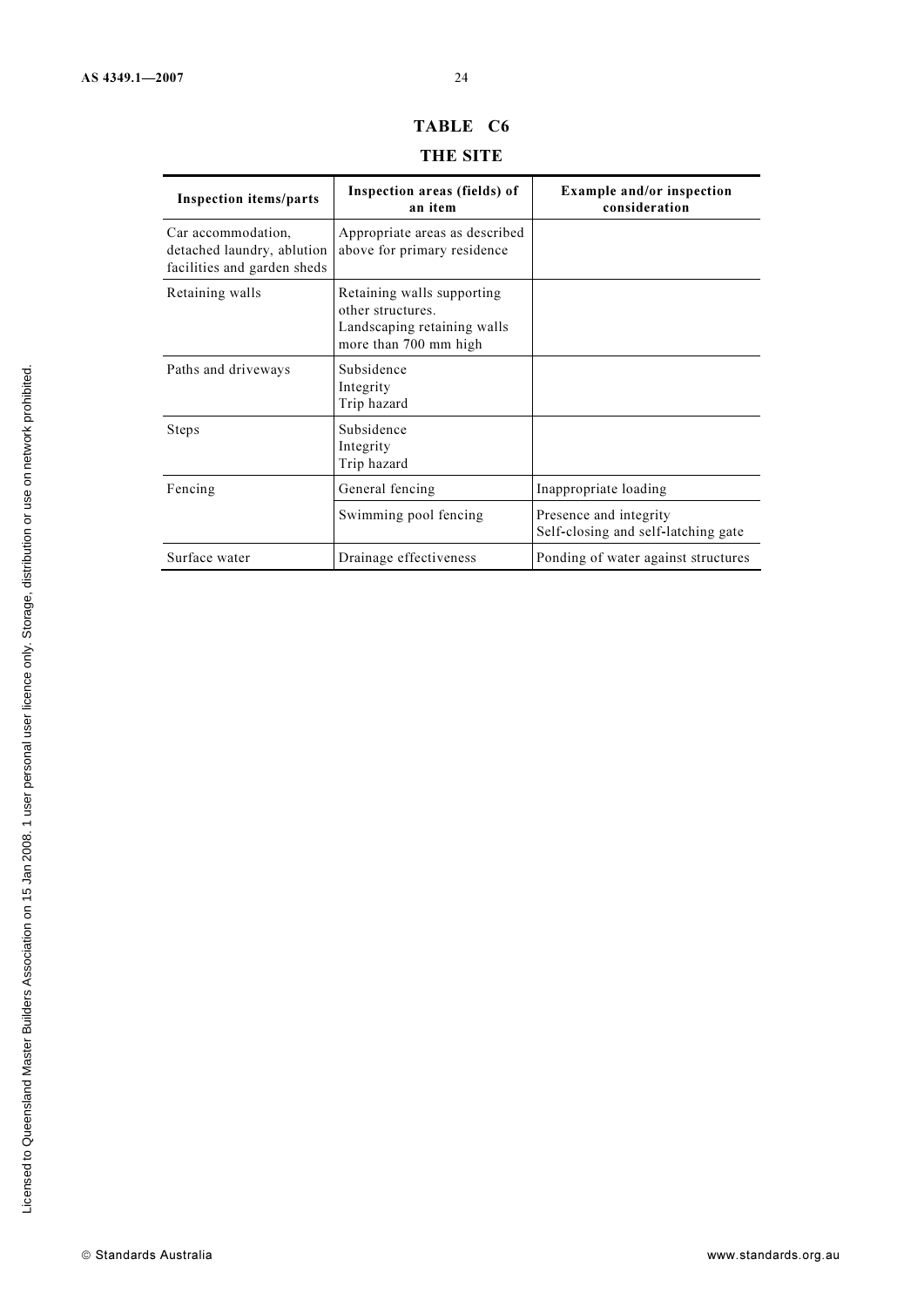## TABLE C6

## THE SITE

| Inspection items/parts | Inspection areas (fields) of an item | Example and/or inspection consideration |
|---|---|---|
| Car accommodation, detached laundry, ablution facilities and garden sheds | Appropriate areas as described above for primary residence | |
| Retaining walls | Retaining walls supporting other structures.<br>Landscaping retaining walls more than 700 mm high | |
| Paths and driveways | Subsidence<br>Integrity<br>Trip hazard | |
| Steps | Subsidence<br>Integrity<br>Trip hazard | |
| Fencing | General fencing | Inappropriate loading |
| | Swimming pool fencing | Presence and integrity<br>Self-closing and self-latching gate |
| Surface water | Drainage effectiveness | Ponding of water against structures |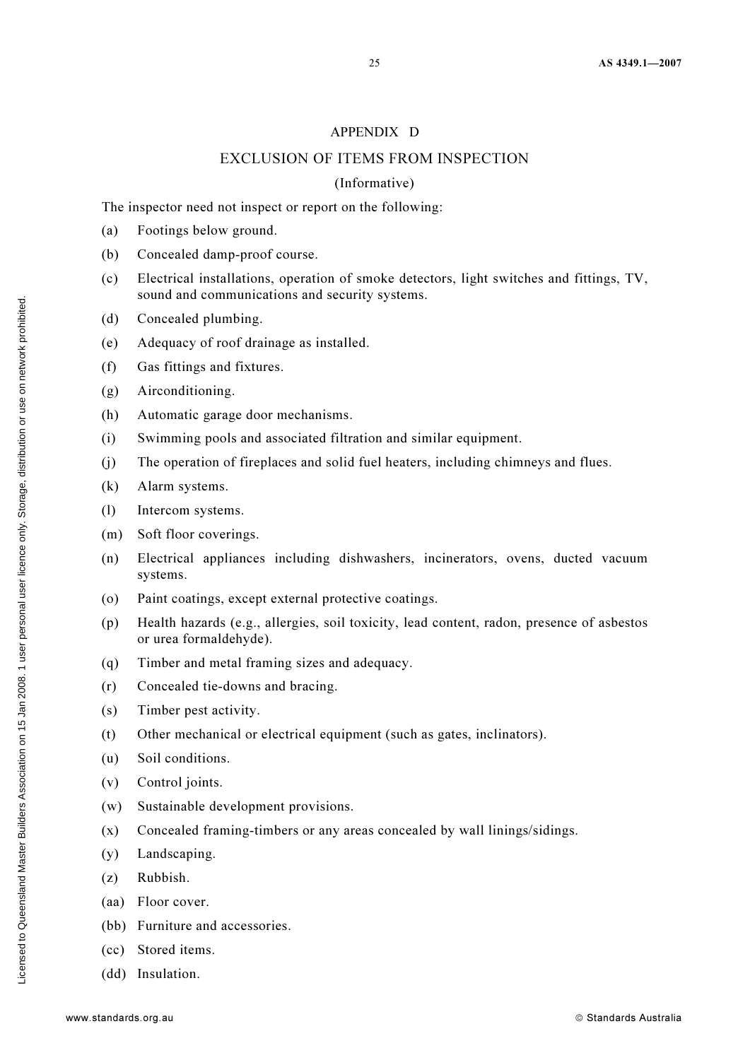# APPENDIX D

## EXCLUSION OF ITEMS FROM INSPECTION

(Informative)

The inspector need not inspect or report on the following:

(a) Footings below ground.

(b) Concealed damp-proof course.

(c) Electrical installations, operation of smoke detectors, light switches and fittings, TV, sound and communications and security systems.

(d) Concealed plumbing.

(e) Adequacy of roof drainage as installed.

(f) Gas fittings and fixtures.

(g) Airconditioning.

(h) Automatic garage door mechanisms.

(i) Swimming pools and associated filtration and similar equipment.

(j) The operation of fireplaces and solid fuel heaters, including chimneys and flues.

(k) Alarm systems.

(l) Intercom systems.

(m) Soft floor coverings.

(n) Electrical appliances including dishwashers, incinerators, ovens, ducted vacuum systems.

(o) Paint coatings, except external protective coatings.

(p) Health hazards (e.g., allergies, soil toxicity, lead content, radon, presence of asbestos or urea formaldehyde).

(q) Timber and metal framing sizes and adequacy.

(r) Concealed tie-downs and bracing.

(s) Timber pest activity.

(t) Other mechanical or electrical equipment (such as gates, inclinators).

(u) Soil conditions.

(v) Control joints.

(w) Sustainable development provisions.

(x) Concealed framing-timbers or any areas concealed by wall linings/sidings.

(y) Landscaping.

(z) Rubbish.

(aa) Floor cover.

(bb) Furniture and accessories.

(cc) Stored items.

(dd) Insulation.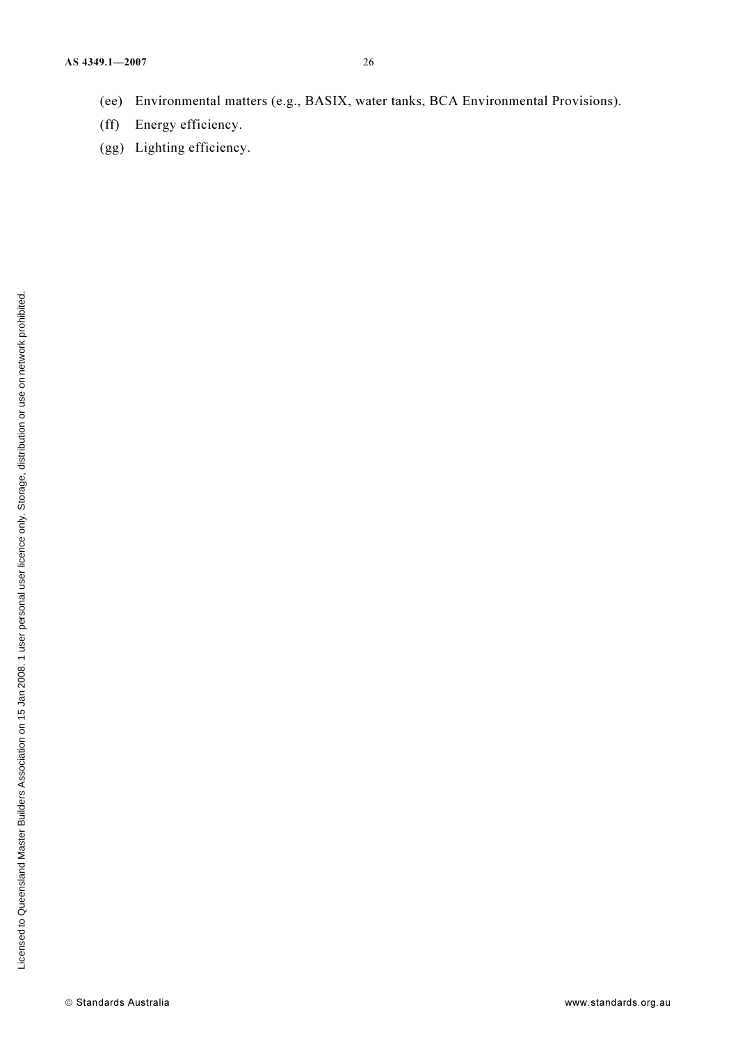(ee) Environmental matters (e.g., BASIX, water tanks, BCA Environmental Provisions).

(ff) Energy efficiency.

(gg) Lighting efficiency.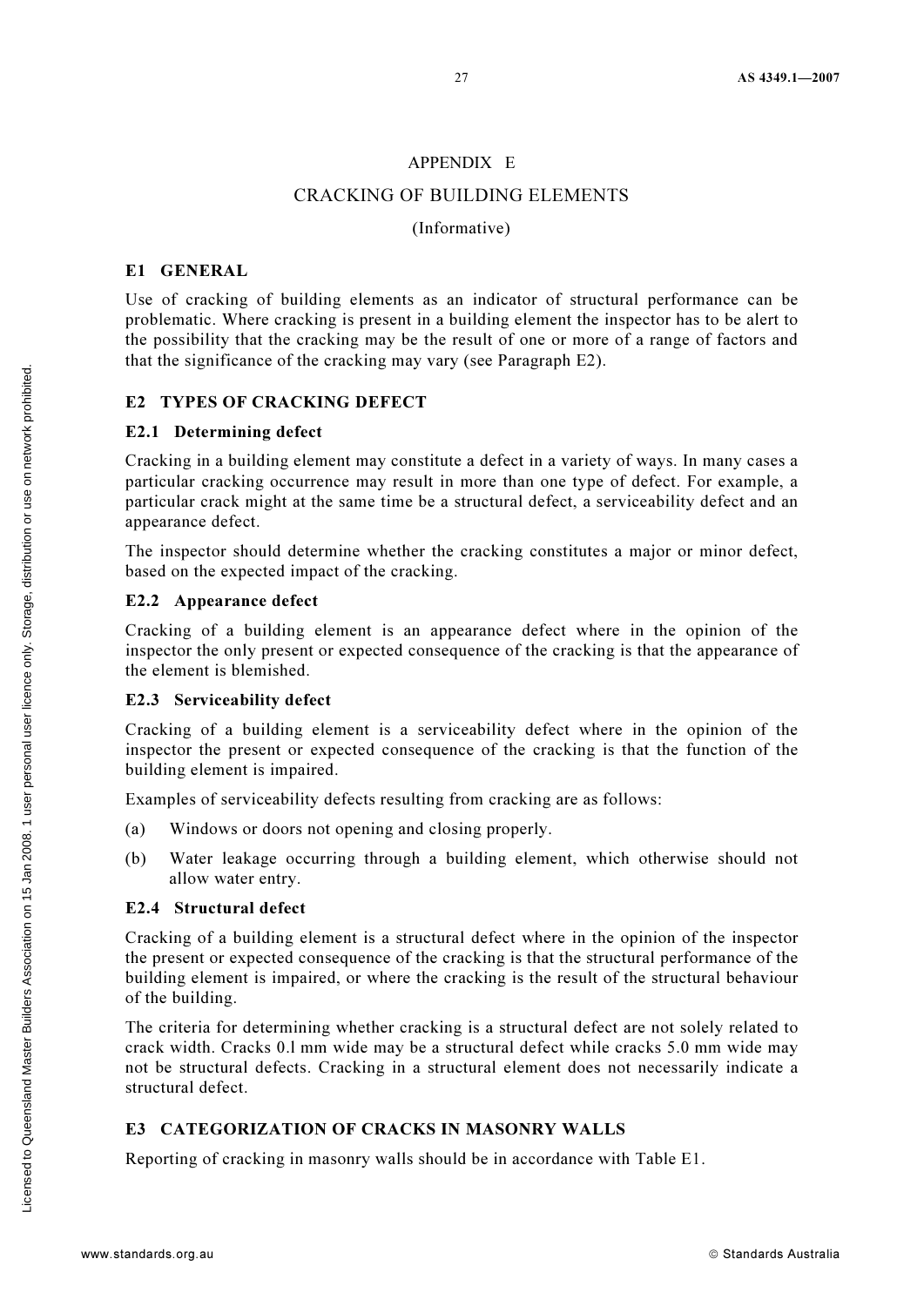# APPENDIX E

## CRACKING OF BUILDING ELEMENTS

(Informative)

### E1 GENERAL

Use of cracking of building elements as an indicator of structural performance can be problematic. Where cracking is present in a building element the inspector has to be alert to the possibility that the cracking may be the result of one or more of a range of factors and that the significance of the cracking may vary (see Paragraph E2).

### E2 TYPES OF CRACKING DEFECT

#### E2.1 Determining defect

Cracking in a building element may constitute a defect in a variety of ways. In many cases a particular cracking occurrence may result in more than one type of defect. For example, a particular crack might at the same time be a structural defect, a serviceability defect and an appearance defect.

The inspector should determine whether the cracking constitutes a major or minor defect, based on the expected impact of the cracking.

#### E2.2 Appearance defect

Cracking of a building element is an appearance defect where in the opinion of the inspector the only present or expected consequence of the cracking is that the appearance of the element is blemished.

#### E2.3 Serviceability defect

Cracking of a building element is a serviceability defect where in the opinion of the inspector the present or expected consequence of the cracking is that the function of the building element is impaired.

Examples of serviceability defects resulting from cracking are as follows:

(a) Windows or doors not opening and closing properly.

(b) Water leakage occurring through a building element, which otherwise should not allow water entry.

#### E2.4 Structural defect

Cracking of a building element is a structural defect where in the opinion of the inspector the present or expected consequence of the cracking is that the structural performance of the building element is impaired, or where the cracking is the result of the structural behaviour of the building.

The criteria for determining whether cracking is a structural defect are not solely related to crack width. Cracks 0.l mm wide may be a structural defect while cracks 5.0 mm wide may not be structural defects. Cracking in a structural element does not necessarily indicate a structural defect.

### E3 CATEGORIZATION OF CRACKS IN MASONRY WALLS

Reporting of cracking in masonry walls should be in accordance with Table E1.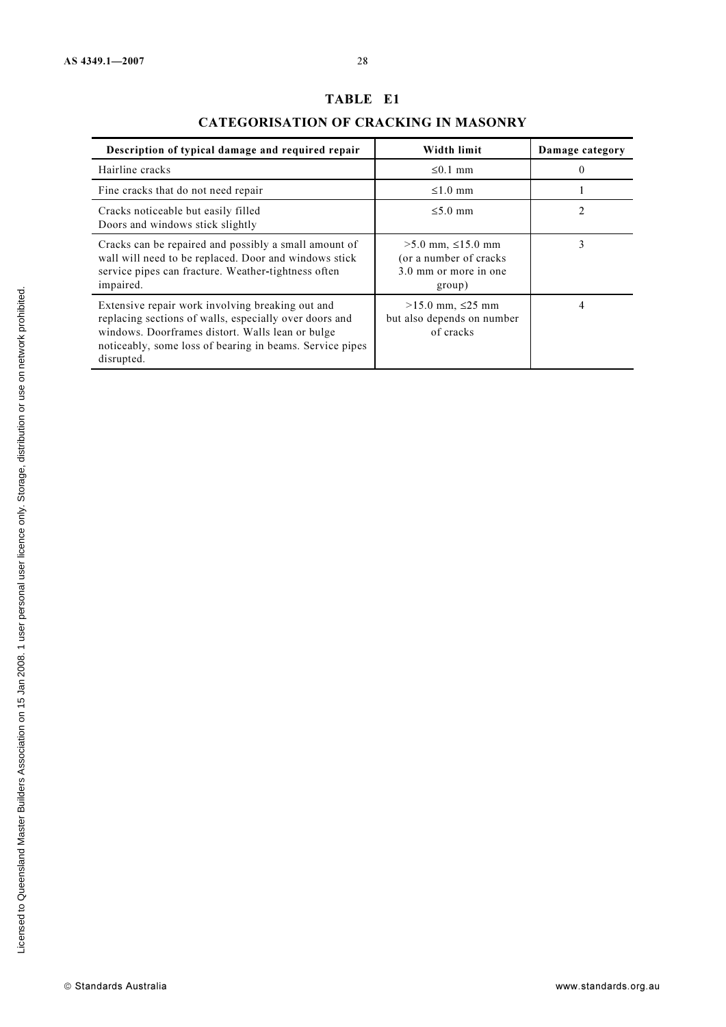# TABLE E1

## CATEGORISATION OF CRACKING IN MASONRY

| Description of typical damage and required repair | Width limit | Damage category |
|---|---|---|
| Hairline cracks | ≤0.1 mm | 0 |
| Fine cracks that do not need repair | ≤1.0 mm | 1 |
| Cracks noticeable but easily filled<br>Doors and windows stick slightly | ≤5.0 mm | 2 |
| Cracks can be repaired and possibly a small amount of wall will need to be replaced. Door and windows stick service pipes can fracture. Weather-tightness often impaired. | >5.0 mm, ≤15.0 mm (or a number of cracks 3.0 mm or more in one group) | 3 |
| Extensive repair work involving breaking out and replacing sections of walls, especially over doors and windows. Doorframes distort. Walls lean or bulge noticeably, some loss of bearing in beams. Service pipes disrupted. | >15.0 mm, ≤25 mm but also depends on number of cracks | 4 |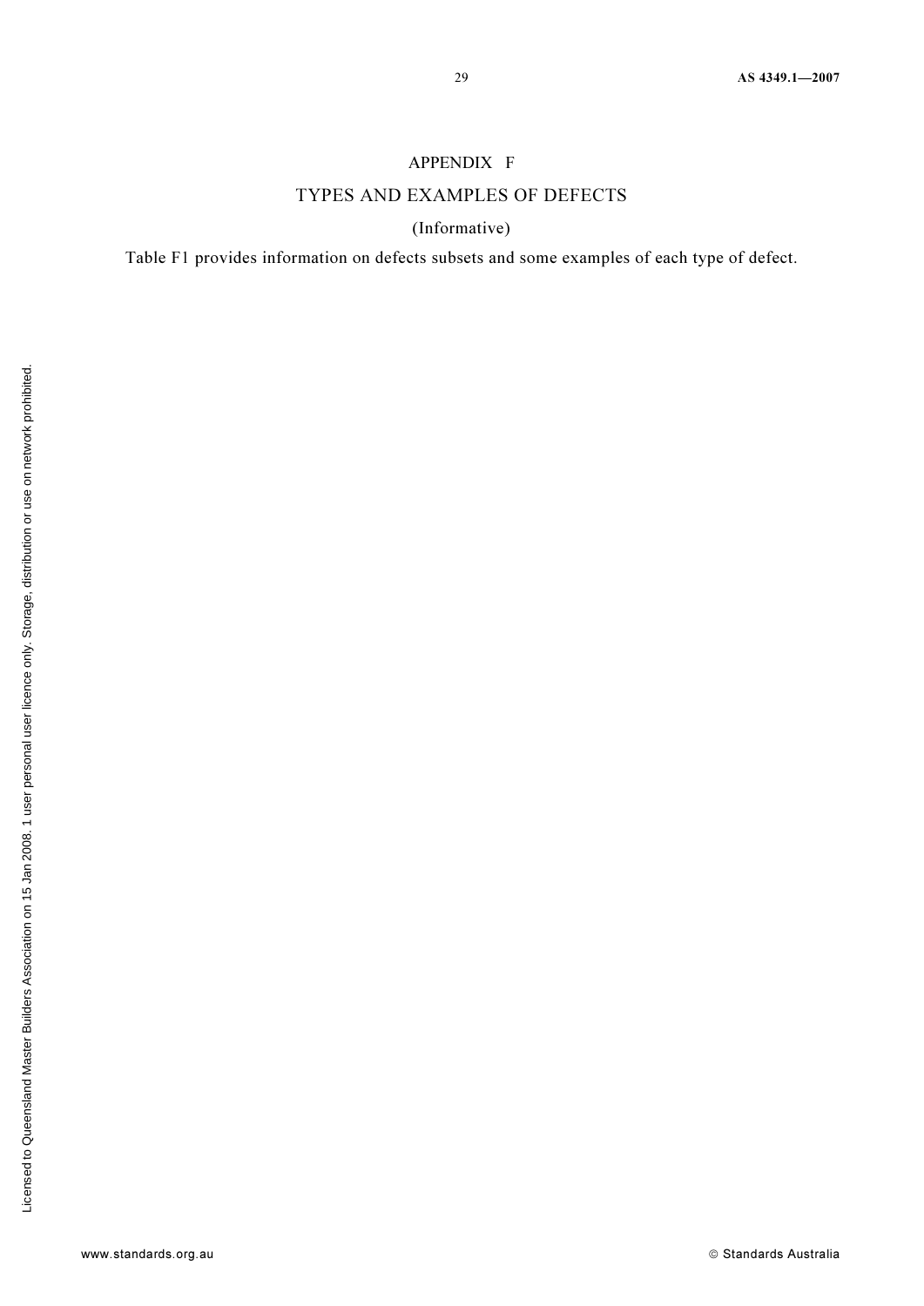# APPENDIX F

## TYPES AND EXAMPLES OF DEFECTS

(Informative)

Table F1 provides information on defects subsets and some examples of each type of defect.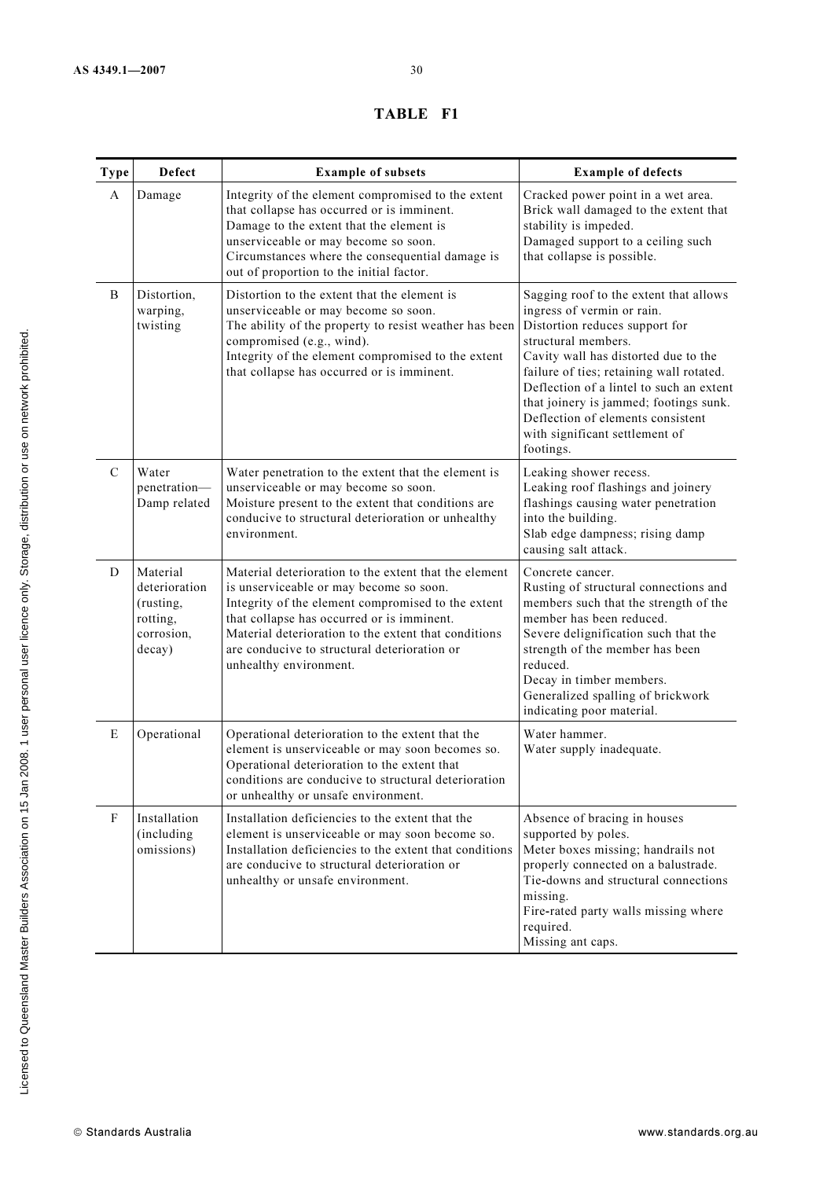## TABLE F1

| Type | Defect | Example of subsets | Example of defects |
|---|---|---|---|
| A | Damage | Integrity of the element compromised to the extent that collapse has occurred or is imminent. Damage to the extent that the element is unserviceable or may become so soon. Circumstances where the consequential damage is out of proportion to the initial factor. | Cracked power point in a wet area. Brick wall damaged to the extent that stability is impeded. Damaged support to a ceiling such that collapse is possible. |
| B | Distortion, warping, twisting | Distortion to the extent that the element is unserviceable or may become so soon. The ability of the property to resist weather has been compromised (e.g., wind). Integrity of the element compromised to the extent that collapse has occurred or is imminent. | Sagging roof to the extent that allows ingress of vermin or rain. Distortion reduces support for structural members. Cavity wall has distorted due to the failure of ties; retaining wall rotated. Deflection of a lintel to such an extent that joinery is jammed; footings sunk. Deflection of elements consistent with significant settlement of footings. |
| C | Water penetration—Damp related | Water penetration to the extent that the element is unserviceable or may become so soon. Moisture present to the extent that conditions are conducive to structural deterioration or unhealthy environment. | Leaking shower recess. Leaking roof flashings and joinery flashings causing water penetration into the building. Slab edge dampness; rising damp causing salt attack. |
| D | Material deterioration (rusting, rotting, corrosion, decay) | Material deterioration to the extent that the element is unserviceable or may become so soon. Integrity of the element compromised to the extent that collapse has occurred or is imminent. Material deterioration to the extent that conditions are conducive to structural deterioration or unhealthy environment. | Concrete cancer. Rusting of structural connections and members such that the strength of the member has been reduced. Severe delignification such that the strength of the member has been reduced. Decay in timber members. Generalized spalling of brickwork indicating poor material. |
| E | Operational | Operational deterioration to the extent that the element is unserviceable or may soon becomes so. Operational deterioration to the extent that conditions are conducive to structural deterioration or unhealthy or unsafe environment. | Water hammer. Water supply inadequate. |
| F | Installation (including omissions) | Installation deficiencies to the extent that the element is unserviceable or may soon become so. Installation deficiencies to the extent that conditions are conducive to structural deterioration or unhealthy or unsafe environment. | Absence of bracing in houses supported by poles. Meter boxes missing; handrails not properly connected on a balustrade. Tie-downs and structural connections missing. Fire-rated party walls missing where required. Missing ant caps. |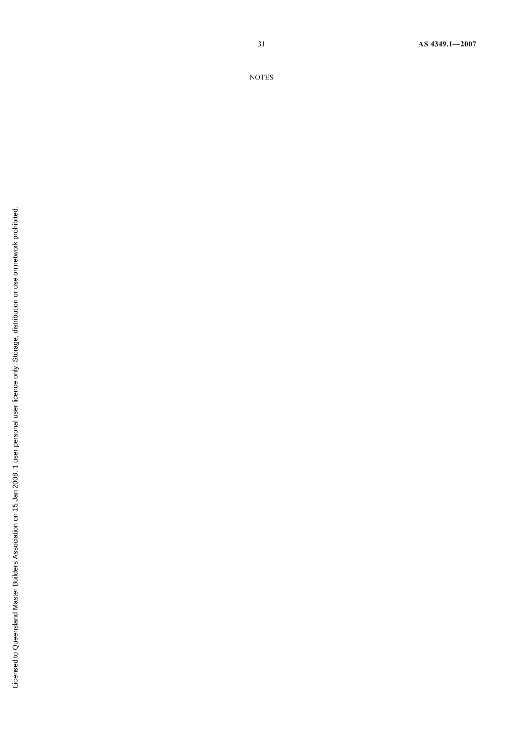NOTES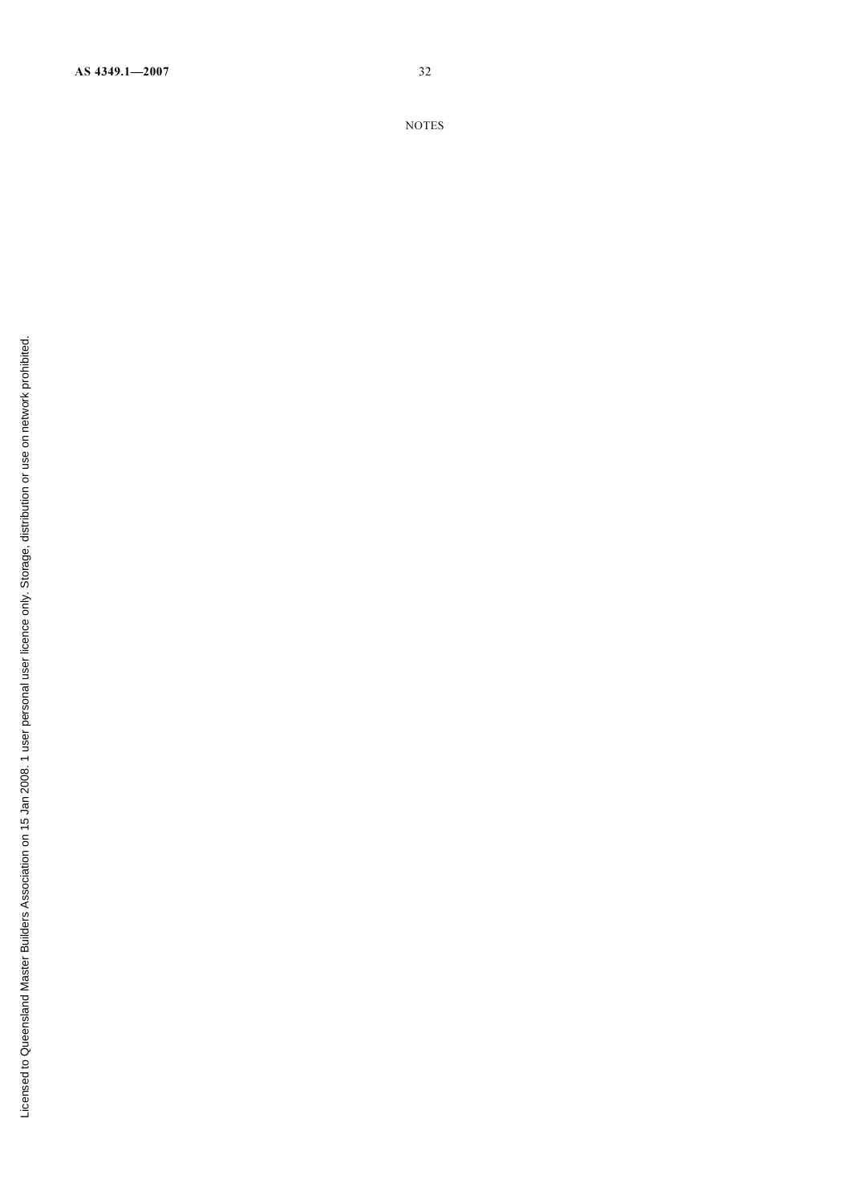NOTES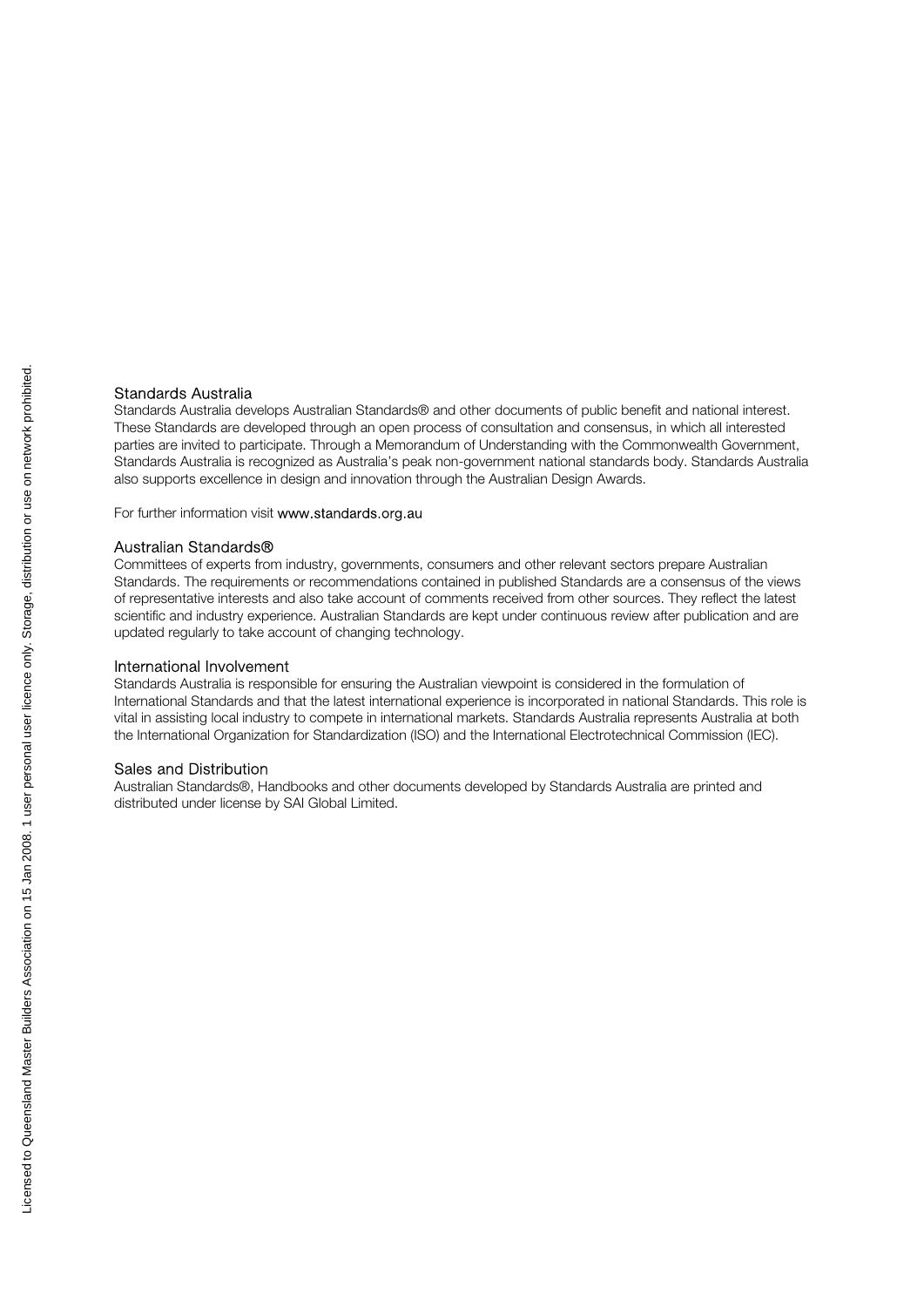## Standards Australia

Standards Australia develops Australian Standards® and other documents of public benefit and national interest. These Standards are developed through an open process of consultation and consensus, in which all interested parties are invited to participate. Through a Memorandum of Understanding with the Commonwealth Government, Standards Australia is recognized as Australia's peak non-government national standards body. Standards Australia also supports excellence in design and innovation through the Australian Design Awards.

For further information visit **www.standards.org.au**

## Australian Standards®

Committees of experts from industry, governments, consumers and other relevant sectors prepare Australian Standards. The requirements or recommendations contained in published Standards are a consensus of the views of representative interests and also take account of comments received from other sources. They reflect the latest scientific and industry experience. Australian Standards are kept under continuous review after publication and are updated regularly to take account of changing technology.

## International Involvement

Standards Australia is responsible for ensuring the Australian viewpoint is considered in the formulation of International Standards and that the latest international experience is incorporated in national Standards. This role is vital in assisting local industry to compete in international markets. Standards Australia represents Australia at both the International Organization for Standardization (ISO) and the International Electrotechnical Commission (IEC).

## Sales and Distribution

Australian Standards®, Handbooks and other documents developed by Standards Australia are printed and distributed under license by SAI Global Limited.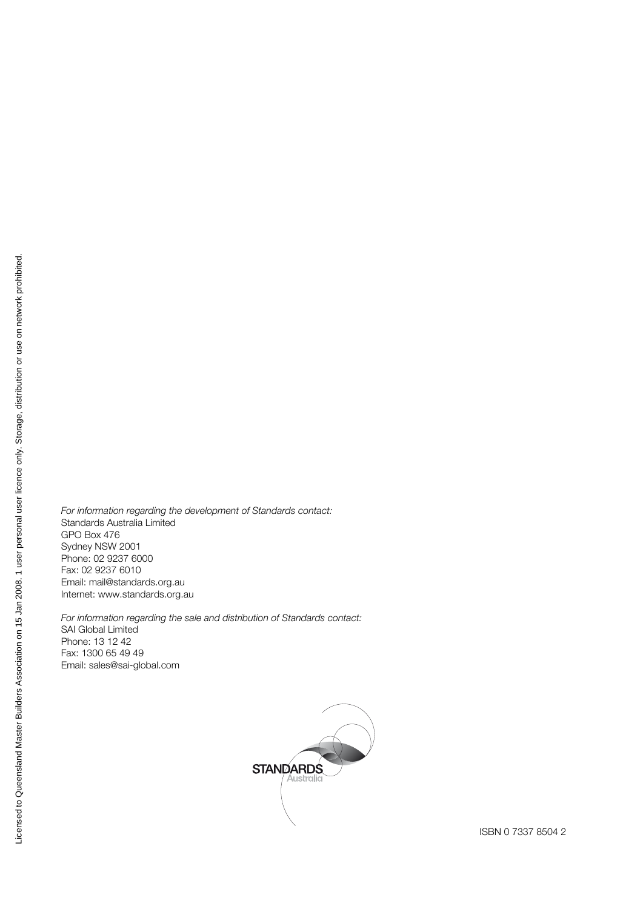*For information regarding the development of Standards contact:*
Standards Australia Limited
GPO Box 476
Sydney NSW 2001
Phone: 02 9237 6000
Fax: 02 9237 6010
Email: mail@standards.org.au
Internet: www.standards.org.au

*For information regarding the sale and distribution of Standards contact:*
SAI Global Limited
Phone: 13 12 42
Fax: 1300 65 49 49
Email: sales@sai-global.com

STANDARDS
Australia

ISBN 0 7337 8504 2